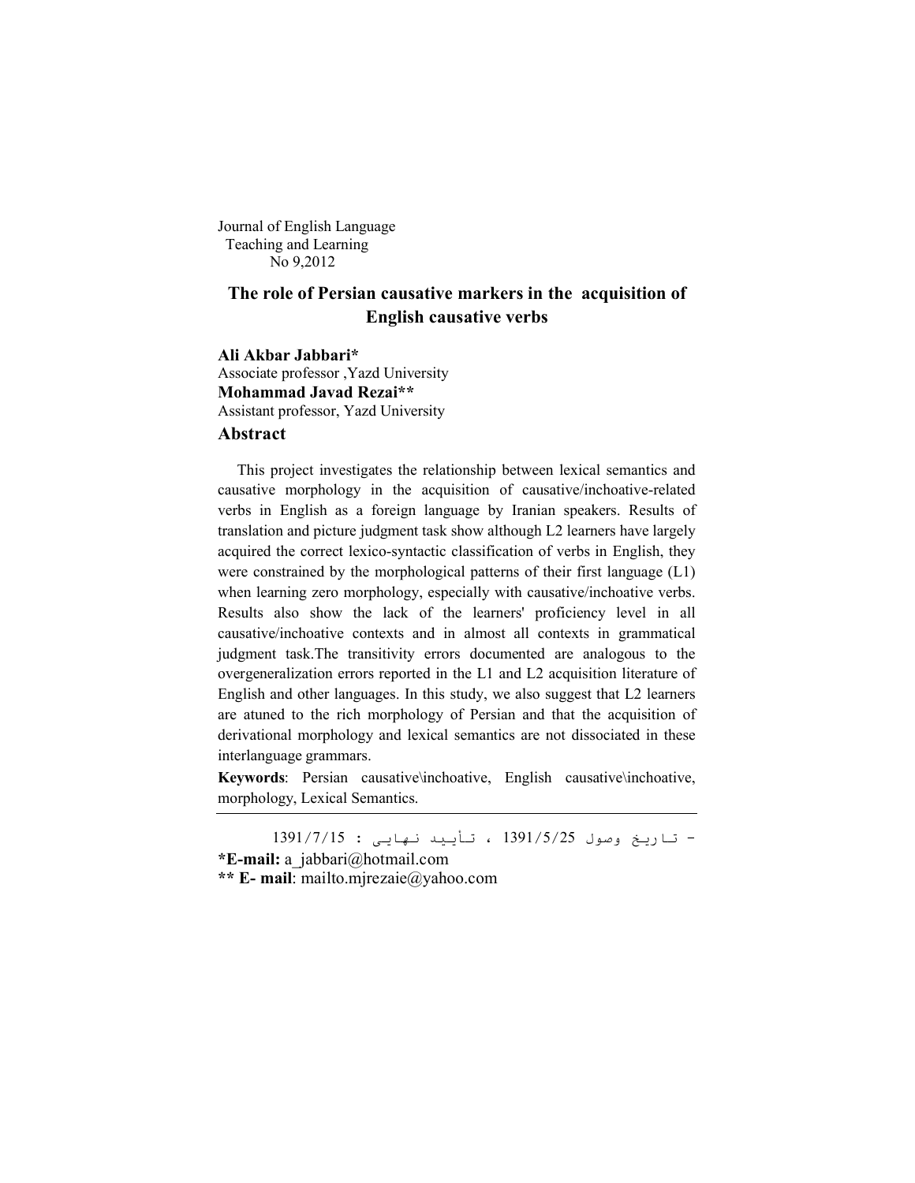Journal of English Language Teaching and Learning
No 9,2012

# The role of Persian causative markers in the acquisition of English causative verbs

**Ali Akbar Jabbari***
Associate professor ,Yazd University
**Mohammad Javad Rezai****
Assistant professor, Yazd University

## Abstract

This project investigates the relationship between lexical semantics and causative morphology in the acquisition of causative/inchoative-related verbs in English as a foreign language by Iranian speakers. Results of translation and picture judgment task show although L2 learners have largely acquired the correct lexico-syntactic classification of verbs in English, they were constrained by the morphological patterns of their first language (L1) when learning zero morphology, especially with causative/inchoative verbs. Results also show the lack of the learners' proficiency level in all causative/inchoative contexts and in almost all contexts in grammatical judgment task.The transitivity errors documented are analogous to the overgeneralization errors reported in the L1 and L2 acquisition literature of English and other languages. In this study, we also suggest that L2 learners are atuned to the rich morphology of Persian and that the acquisition of derivational morphology and lexical semantics are not dissociated in these interlanguage grammars.

**Keywords**: Persian causative\inchoative, English causative\inchoative, morphology, Lexical Semantics.

---

- تاریخ وصول 1391/5/25 ، تأیید نهایی : 1391/7/15

***E-mail:** a_jabbari@hotmail.com
**** E- mail**: mailto.mjrezaie@yahoo.com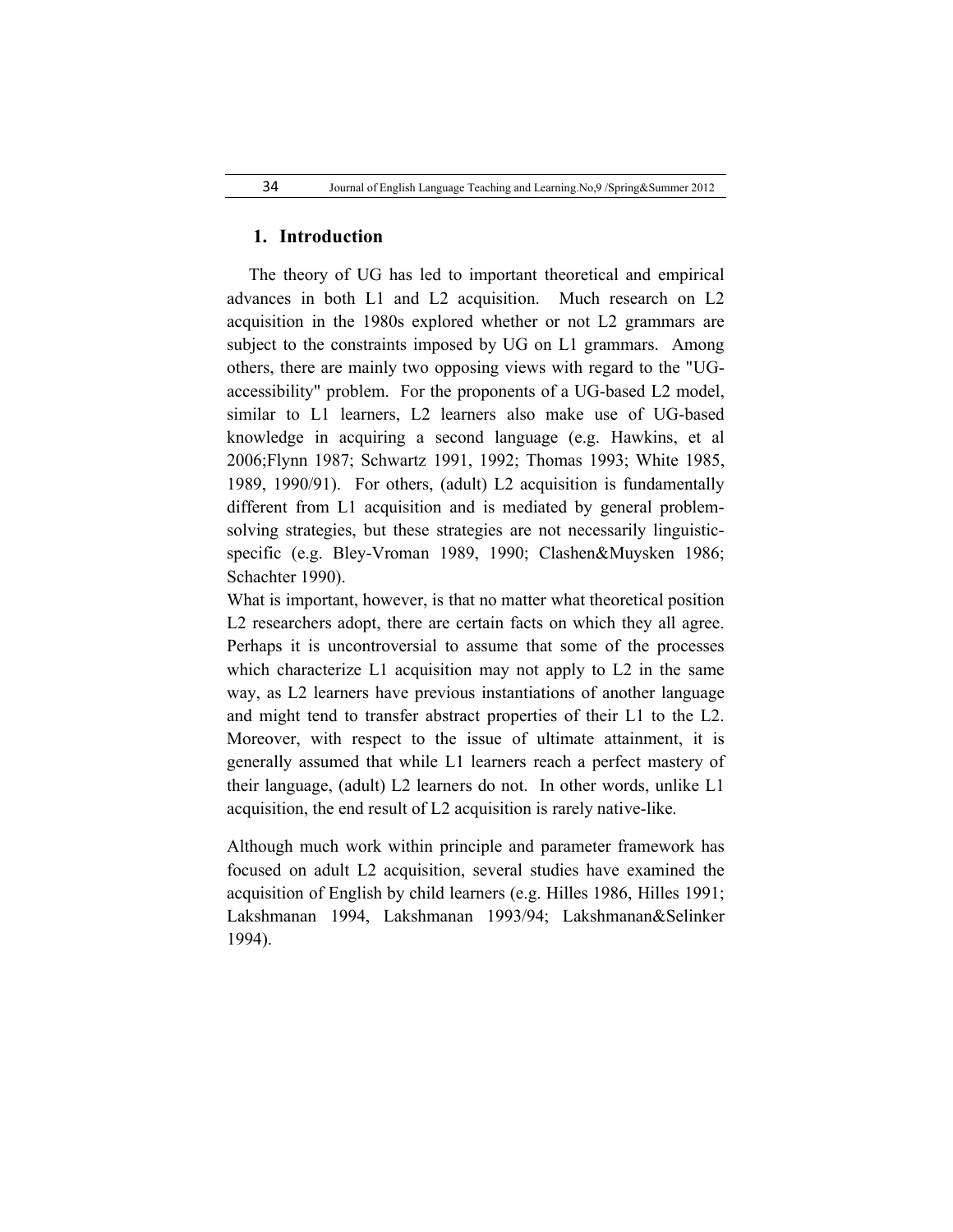## 1. Introduction

The theory of UG has led to important theoretical and empirical advances in both L1 and L2 acquisition. Much research on L2 acquisition in the 1980s explored whether or not L2 grammars are subject to the constraints imposed by UG on L1 grammars. Among others, there are mainly two opposing views with regard to the "UG-accessibility" problem. For the proponents of a UG-based L2 model, similar to L1 learners, L2 learners also make use of UG-based knowledge in acquiring a second language (e.g. Hawkins, et al 2006;Flynn 1987; Schwartz 1991, 1992; Thomas 1993; White 1985, 1989, 1990/91). For others, (adult) L2 acquisition is fundamentally different from L1 acquisition and is mediated by general problem-solving strategies, but these strategies are not necessarily linguistic-specific (e.g. Bley-Vroman 1989, 1990; Clashen&Muysken 1986; Schachter 1990).

What is important, however, is that no matter what theoretical position L2 researchers adopt, there are certain facts on which they all agree. Perhaps it is uncontroversial to assume that some of the processes which characterize L1 acquisition may not apply to L2 in the same way, as L2 learners have previous instantiations of another language and might tend to transfer abstract properties of their L1 to the L2. Moreover, with respect to the issue of ultimate attainment, it is generally assumed that while L1 learners reach a perfect mastery of their language, (adult) L2 learners do not. In other words, unlike L1 acquisition, the end result of L2 acquisition is rarely native-like.

Although much work within principle and parameter framework has focused on adult L2 acquisition, several studies have examined the acquisition of English by child learners (e.g. Hilles 1986, Hilles 1991; Lakshmanan 1994, Lakshmanan 1993/94; Lakshmanan&Selinker 1994).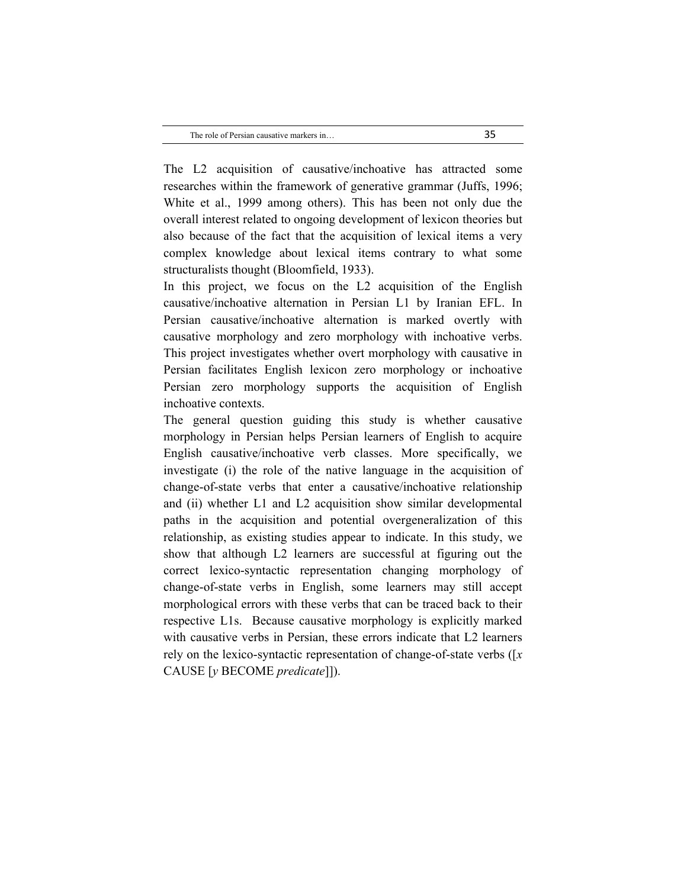The L2 acquisition of causative/inchoative has attracted some researches within the framework of generative grammar (Juffs, 1996; White et al., 1999 among others). This has been not only due the overall interest related to ongoing development of lexicon theories but also because of the fact that the acquisition of lexical items a very complex knowledge about lexical items contrary to what some structuralists thought (Bloomfield, 1933).

In this project, we focus on the L2 acquisition of the English causative/inchoative alternation in Persian L1 by Iranian EFL. In Persian causative/inchoative alternation is marked overtly with causative morphology and zero morphology with inchoative verbs. This project investigates whether overt morphology with causative in Persian facilitates English lexicon zero morphology or inchoative Persian zero morphology supports the acquisition of English inchoative contexts.

The general question guiding this study is whether causative morphology in Persian helps Persian learners of English to acquire English causative/inchoative verb classes. More specifically, we investigate (i) the role of the native language in the acquisition of change-of-state verbs that enter a causative/inchoative relationship and (ii) whether L1 and L2 acquisition show similar developmental paths in the acquisition and potential overgeneralization of this relationship, as existing studies appear to indicate. In this study, we show that although L2 learners are successful at figuring out the correct lexico-syntactic representation changing morphology of change-of-state verbs in English, some learners may still accept morphological errors with these verbs that can be traced back to their respective L1s. Because causative morphology is explicitly marked with causative verbs in Persian, these errors indicate that L2 learners rely on the lexico-syntactic representation of change-of-state verbs ([*x* CAUSE [*y* BECOME *predicate*]]).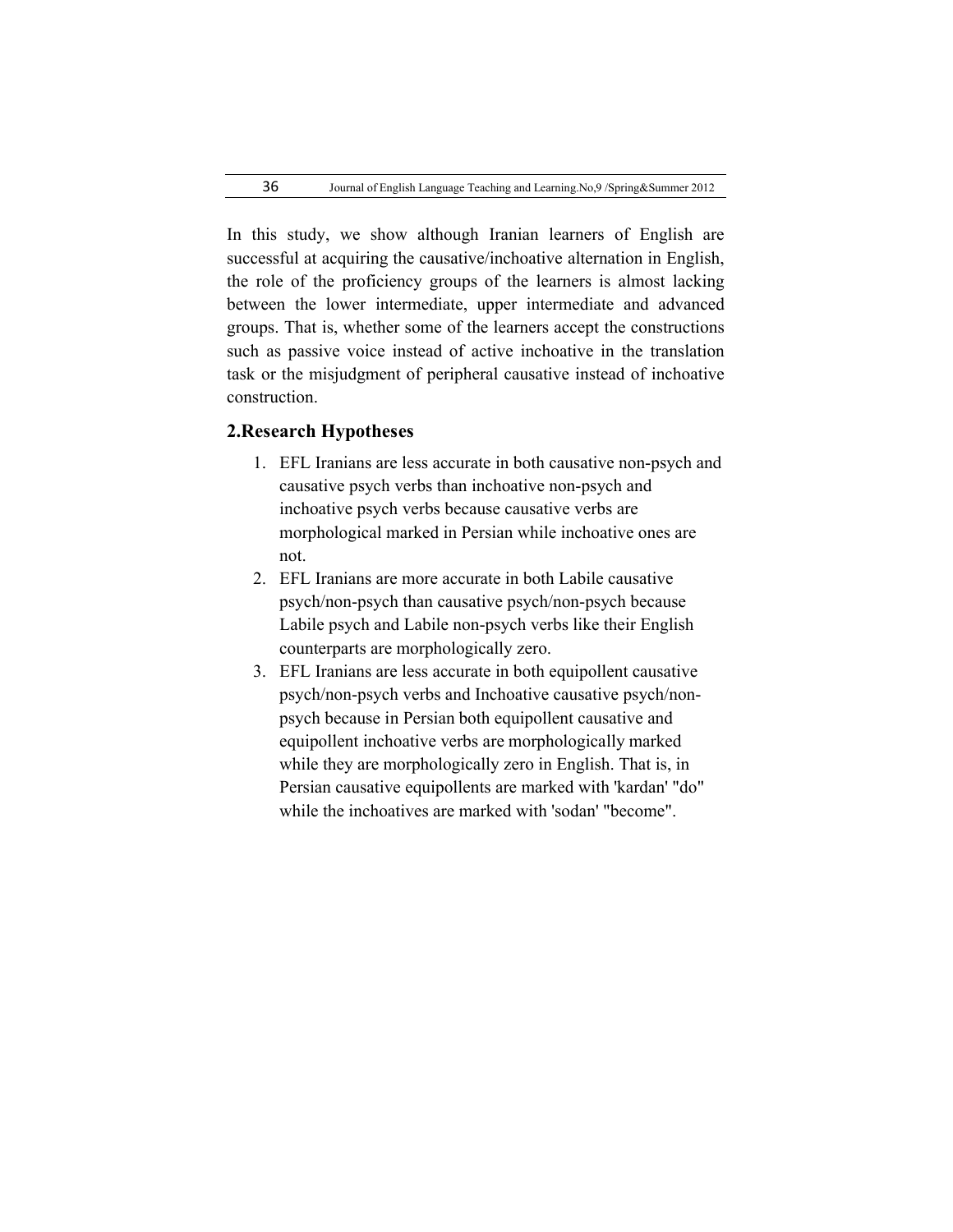In this study, we show although Iranian learners of English are successful at acquiring the causative/inchoative alternation in English, the role of the proficiency groups of the learners is almost lacking between the lower intermediate, upper intermediate and advanced groups. That is, whether some of the learners accept the constructions such as passive voice instead of active inchoative in the translation task or the misjudgment of peripheral causative instead of inchoative construction.

## 2.Research Hypotheses

1. EFL Iranians are less accurate in both causative non-psych and causative psych verbs than inchoative non-psych and inchoative psych verbs because causative verbs are morphological marked in Persian while inchoative ones are not.
2. EFL Iranians are more accurate in both Labile causative psych/non-psych than causative psych/non-psych because Labile psych and Labile non-psych verbs like their English counterparts are morphologically zero.
3. EFL Iranians are less accurate in both equipollent causative psych/non-psych verbs and Inchoative causative psych/non-psych because in Persian both equipollent causative and equipollent inchoative verbs are morphologically marked while they are morphologically zero in English. That is, in Persian causative equipollents are marked with 'kardan' "do" while the inchoatives are marked with 'sodan' "become".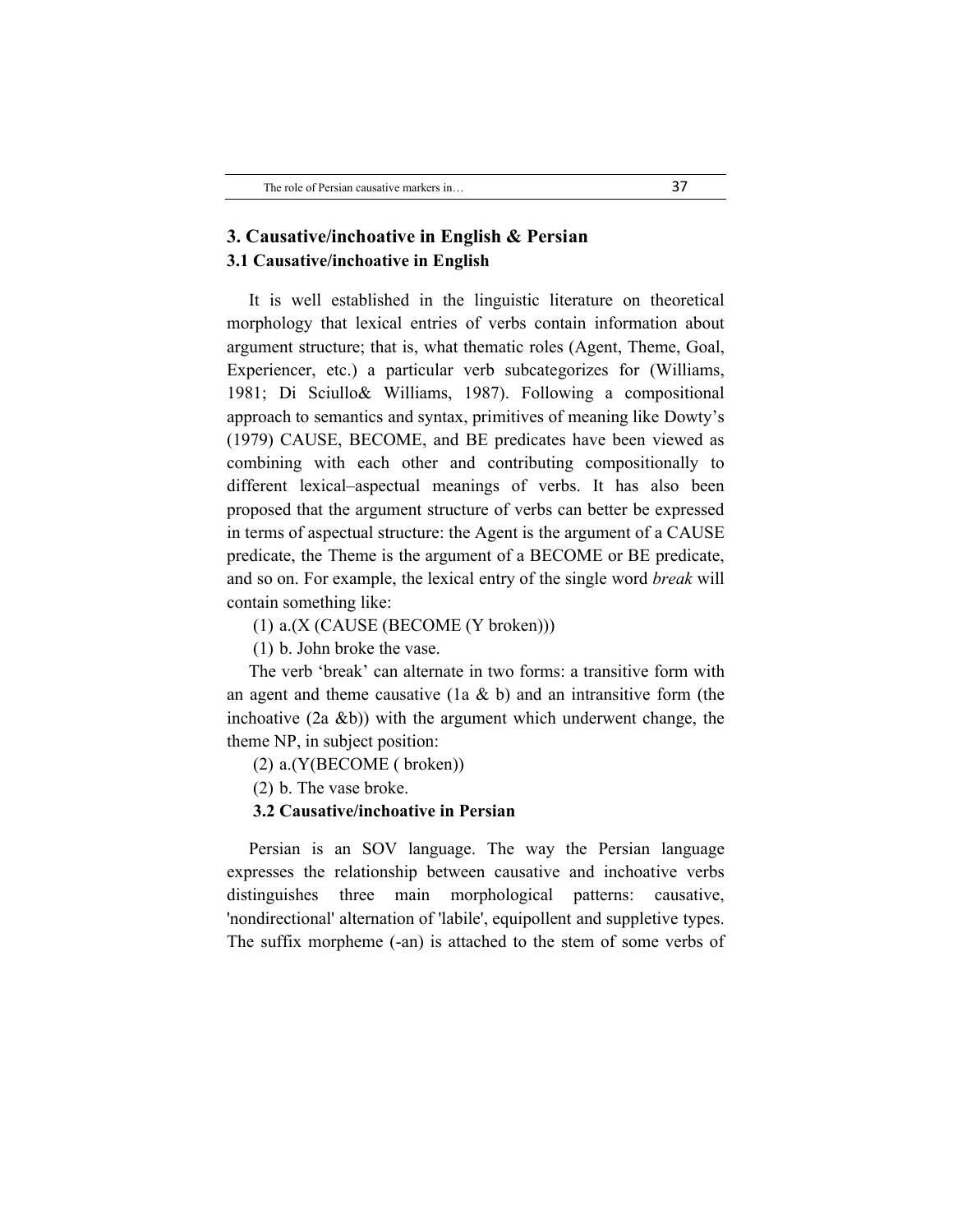## 3. Causative/inchoative in English & Persian

### 3.1 Causative/inchoative in English

It is well established in the linguistic literature on theoretical morphology that lexical entries of verbs contain information about argument structure; that is, what thematic roles (Agent, Theme, Goal, Experiencer, etc.) a particular verb subcategorizes for (Williams, 1981; Di Sciullo& Williams, 1987). Following a compositional approach to semantics and syntax, primitives of meaning like Dowty's (1979) CAUSE, BECOME, and BE predicates have been viewed as combining with each other and contributing compositionally to different lexical–aspectual meanings of verbs. It has also been proposed that the argument structure of verbs can better be expressed in terms of aspectual structure: the Agent is the argument of a CAUSE predicate, the Theme is the argument of a BECOME or BE predicate, and so on. For example, the lexical entry of the single word *break* will contain something like:

(1) a.(X (CAUSE (BECOME (Y broken)))

(1) b. John broke the vase.

The verb 'break' can alternate in two forms: a transitive form with an agent and theme causative (1a & b) and an intransitive form (the inchoative (2a &b)) with the argument which underwent change, the theme NP, in subject position:

(2) a.(Y(BECOME ( broken))

(2) b. The vase broke.

### 3.2 Causative/inchoative in Persian

Persian is an SOV language. The way the Persian language expresses the relationship between causative and inchoative verbs distinguishes three main morphological patterns: causative, 'nondirectional' alternation of 'labile', equipollent and suppletive types. The suffix morpheme (-an) is attached to the stem of some verbs of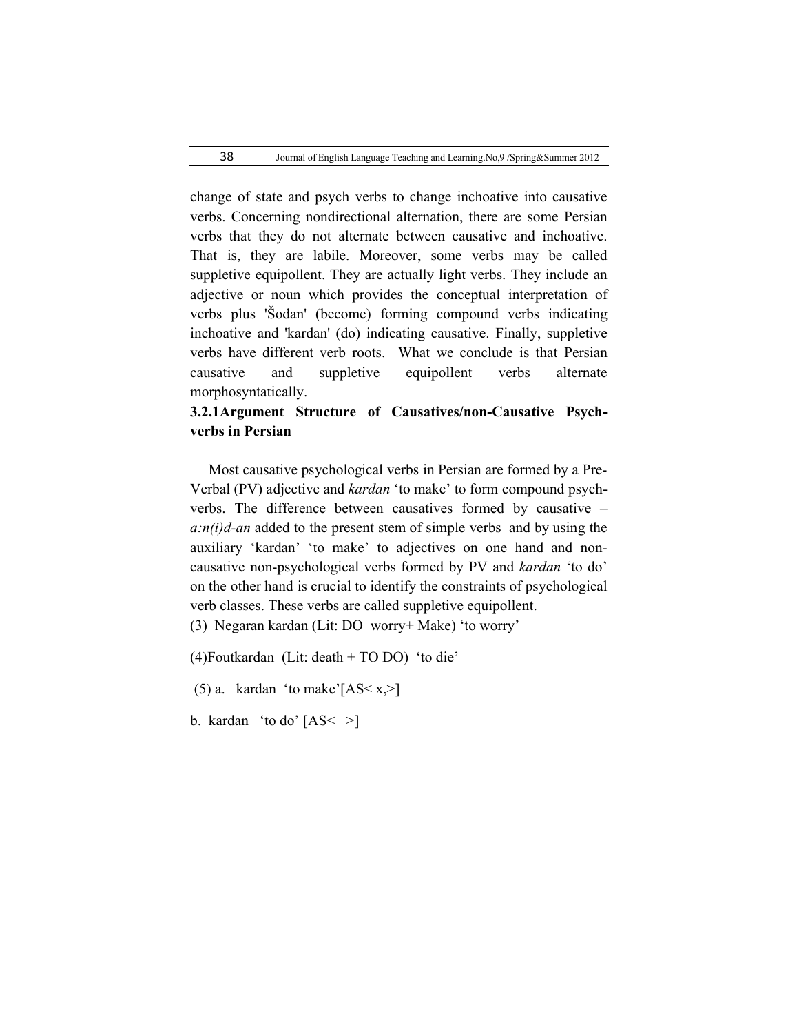change of state and psych verbs to change inchoative into causative verbs. Concerning nondirectional alternation, there are some Persian verbs that they do not alternate between causative and inchoative. That is, they are labile. Moreover, some verbs may be called suppletive equipollent. They are actually light verbs. They include an adjective or noun which provides the conceptual interpretation of verbs plus 'Šodan' (become) forming compound verbs indicating inchoative and 'kardan' (do) indicating causative. Finally, suppletive verbs have different verb roots. What we conclude is that Persian causative and suppletive equipollent verbs alternate morphosyntatically.

### 3.2.1Argument Structure of Causatives/non-Causative Psych-verbs in Persian

Most causative psychological verbs in Persian are formed by a Pre-Verbal (PV) adjective and *kardan* 'to make' to form compound psych-verbs. The difference between causatives formed by causative –*a:n(i)d-an* added to the present stem of simple verbs and by using the auxiliary 'kardan' 'to make' to adjectives on one hand and non-causative non-psychological verbs formed by PV and *kardan* 'to do' on the other hand is crucial to identify the constraints of psychological verb classes. These verbs are called suppletive equipollent.

(3) Negaran kardan (Lit: DO worry+ Make) 'to worry'

(4)Foutkardan (Lit: death + TO DO) 'to die'

(5) a. kardan 'to make'[AS< x,>]

b. kardan 'to do' [AS< >]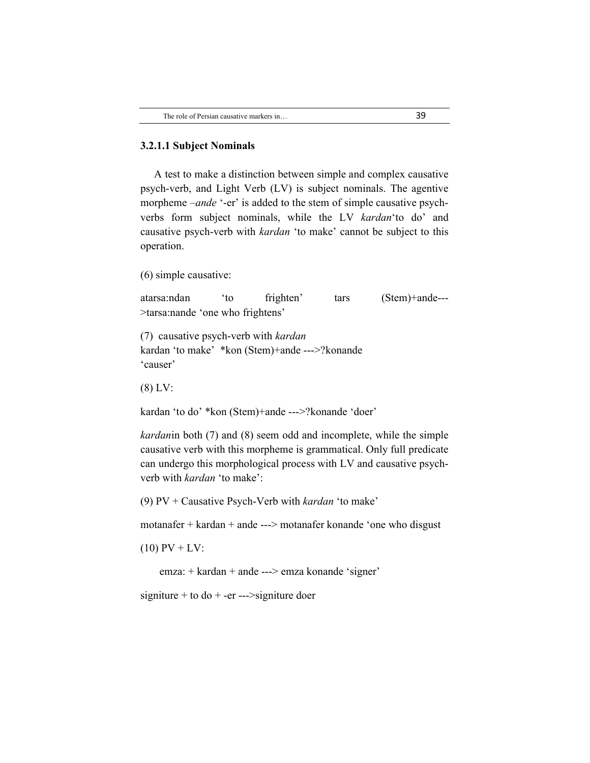### 3.2.1.1 Subject Nominals

A test to make a distinction between simple and complex causative psych-verb, and Light Verb (LV) is subject nominals. The agentive morpheme *–ande* '-er' is added to the stem of simple causative psych-verbs form subject nominals, while the LV *kardan*'to do' and causative psych-verb with *kardan* 'to make' cannot be subject to this operation.

(6) simple causative:

atarsa:ndan 'to frighten' tars (Stem)+ande--->tarsa:nande 'one who frightens'

(7) causative psych-verb with *kardan*
kardan 'to make' *kon (Stem)+ande --->?konande 'causer'

(8) LV:

kardan 'to do' *kon (Stem)+ande --->?konande 'doer'

*kardan*in both (7) and (8) seem odd and incomplete, while the simple causative verb with this morpheme is grammatical. Only full predicate can undergo this morphological process with LV and causative psych-verb with *kardan* 'to make':

(9) PV + Causative Psych-Verb with *kardan* 'to make'

motanafer + kardan + ande ---> motanafer konande 'one who disgust

(10) PV + LV:

emza: + kardan + ande ---> emza konande 'signer'

signiture + to do + -er --->signiture doer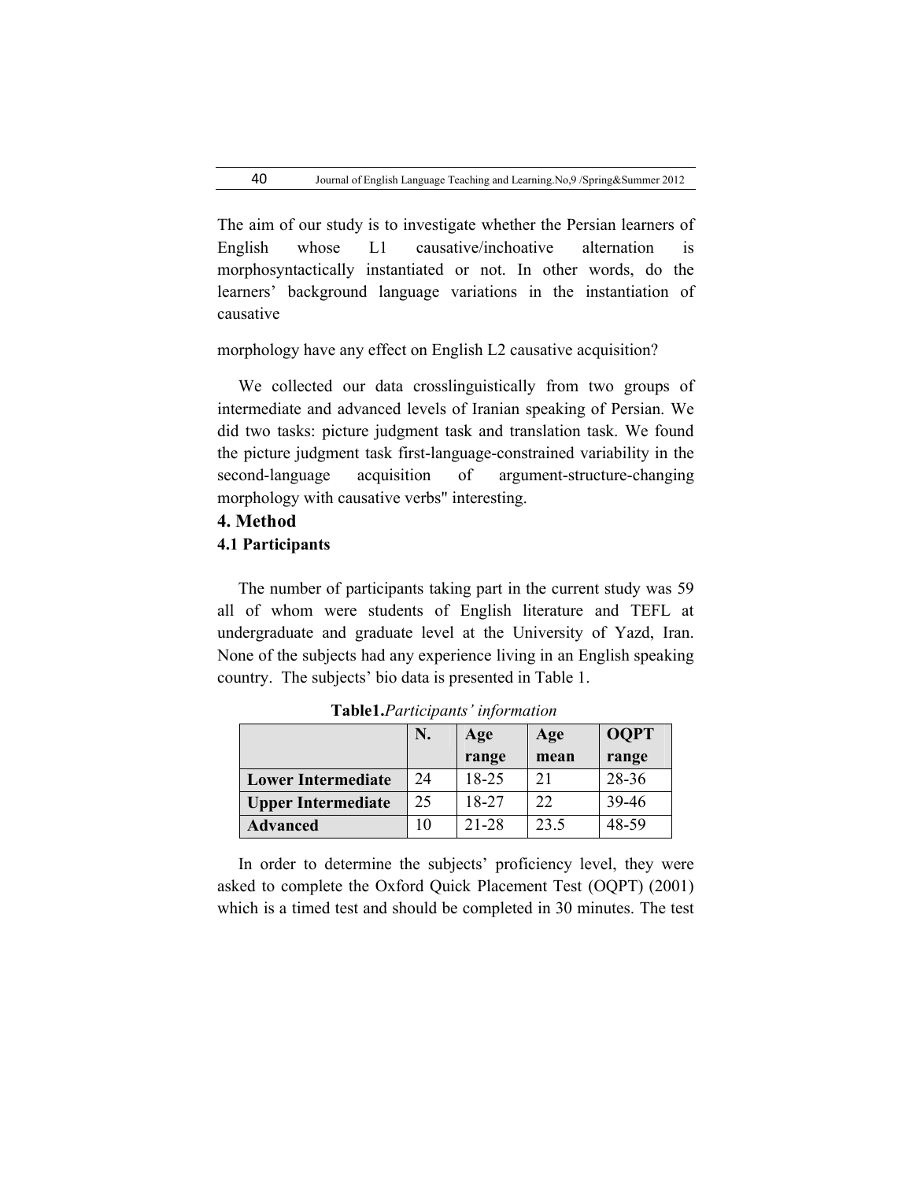The aim of our study is to investigate whether the Persian learners of English whose L1 causative/inchoative alternation is morphosyntactically instantiated or not. In other words, do the learners' background language variations in the instantiation of causative

morphology have any effect on English L2 causative acquisition?

We collected our data crosslinguistically from two groups of intermediate and advanced levels of Iranian speaking of Persian. We did two tasks: picture judgment task and translation task. We found the picture judgment task first-language-constrained variability in the second-language acquisition of argument-structure-changing morphology with causative verbs" interesting.

## 4. Method

### 4.1 Participants

The number of participants taking part in the current study was 59 all of whom were students of English literature and TEFL at undergraduate and graduate level at the University of Yazd, Iran. None of the subjects had any experience living in an English speaking country. The subjects' bio data is presented in Table 1.

**Table1.***Participants' information*

| | N. | Age range | Age mean | OQPT range |
|---|---|---|---|---|
| **Lower Intermediate** | 24 | 18-25 | 21 | 28-36 |
| **Upper Intermediate** | 25 | 18-27 | 22 | 39-46 |
| **Advanced** | 10 | 21-28 | 23.5 | 48-59 |

In order to determine the subjects' proficiency level, they were asked to complete the Oxford Quick Placement Test (OQPT) (2001) which is a timed test and should be completed in 30 minutes. The test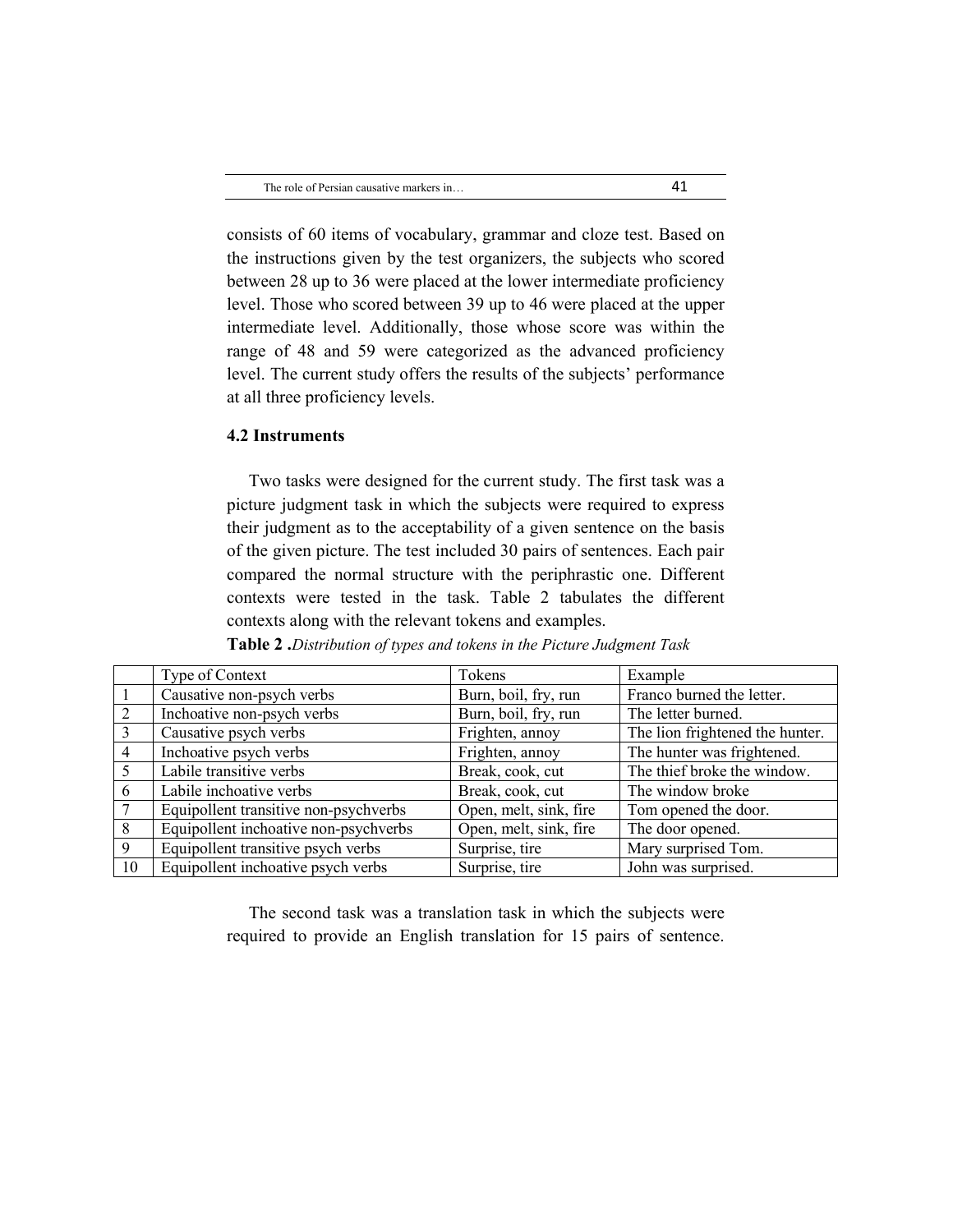consists of 60 items of vocabulary, grammar and cloze test. Based on the instructions given by the test organizers, the subjects who scored between 28 up to 36 were placed at the lower intermediate proficiency level. Those who scored between 39 up to 46 were placed at the upper intermediate level. Additionally, those whose score was within the range of 48 and 59 were categorized as the advanced proficiency level. The current study offers the results of the subjects' performance at all three proficiency levels.

### 4.2 Instruments

Two tasks were designed for the current study. The first task was a picture judgment task in which the subjects were required to express their judgment as to the acceptability of a given sentence on the basis of the given picture. The test included 30 pairs of sentences. Each pair compared the normal structure with the periphrastic one. Different contexts were tested in the task. Table 2 tabulates the different contexts along with the relevant tokens and examples.

**Table 2 .***Distribution of types and tokens in the Picture Judgment Task*

| | Type of Context | Tokens | Example |
|---|---|---|---|
| 1 | Causative non-psych verbs | Burn, boil, fry, run | Franco burned the letter. |
| 2 | Inchoative non-psych verbs | Burn, boil, fry, run | The letter burned. |
| 3 | Causative psych verbs | Frighten, annoy | The lion frightened the hunter. |
| 4 | Inchoative psych verbs | Frighten, annoy | The hunter was frightened. |
| 5 | Labile transitive verbs | Break, cook, cut | The thief broke the window. |
| 6 | Labile inchoative verbs | Break, cook, cut | The window broke |
| 7 | Equipollent transitive non-psychverbs | Open, melt, sink, fire | Tom opened the door. |
| 8 | Equipollent inchoative non-psychverbs | Open, melt, sink, fire | The door opened. |
| 9 | Equipollent transitive psych verbs | Surprise, tire | Mary surprised Tom. |
| 10 | Equipollent inchoative psych verbs | Surprise, tire | John was surprised. |

The second task was a translation task in which the subjects were required to provide an English translation for 15 pairs of sentence.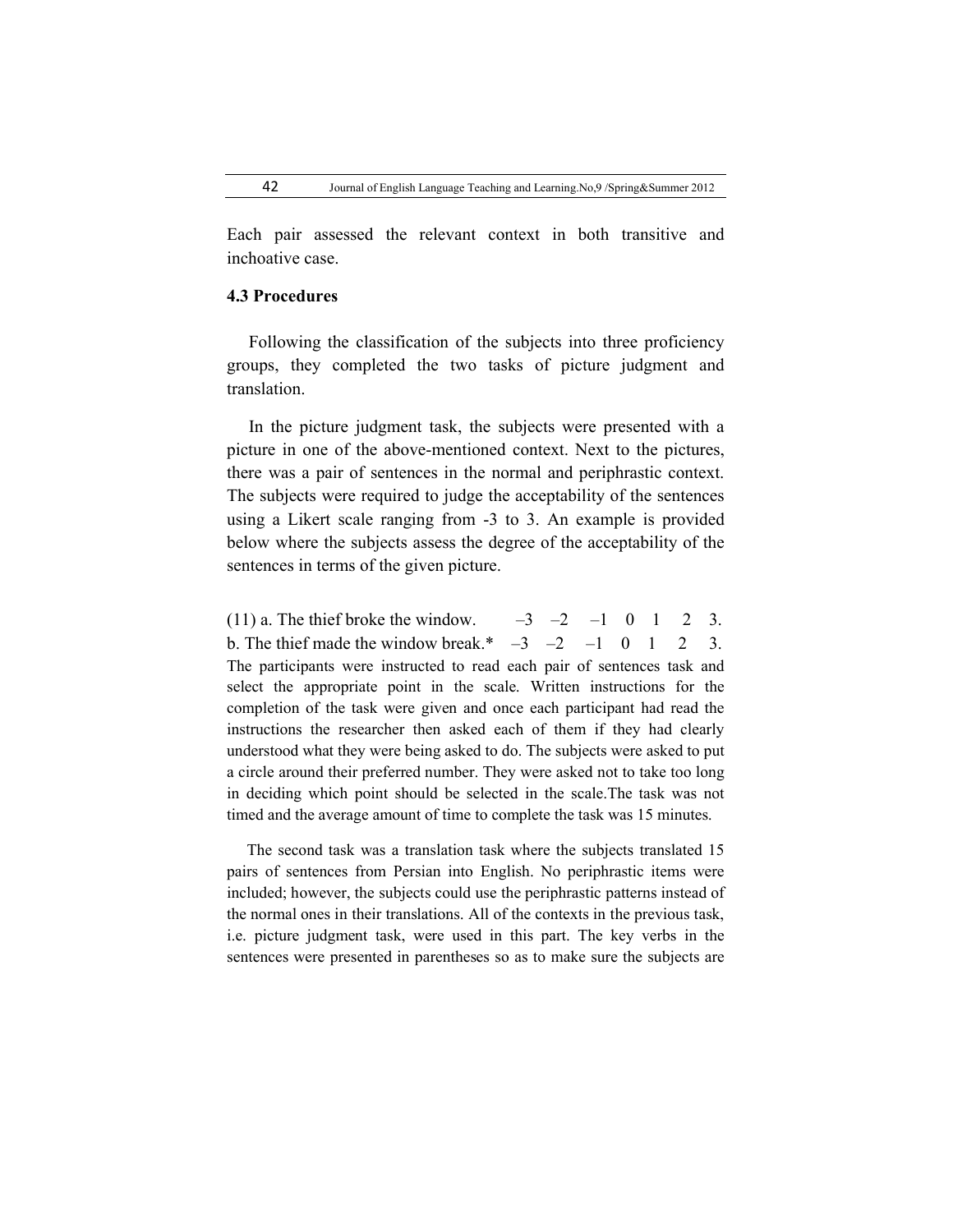Each pair assessed the relevant context in both transitive and inchoative case.

### 4.3 Procedures

Following the classification of the subjects into three proficiency groups, they completed the two tasks of picture judgment and translation.

In the picture judgment task, the subjects were presented with a picture in one of the above-mentioned context. Next to the pictures, there was a pair of sentences in the normal and periphrastic context. The subjects were required to judge the acceptability of the sentences using a Likert scale ranging from -3 to 3. An example is provided below where the subjects assess the degree of the acceptability of the sentences in terms of the given picture.

(11) a. The thief broke the window. –3 –2 –1 0 1 2 3.
b. The thief made the window break.* –3 –2 –1 0 1 2 3.

The participants were instructed to read each pair of sentences task and select the appropriate point in the scale. Written instructions for the completion of the task were given and once each participant had read the instructions the researcher then asked each of them if they had clearly understood what they were being asked to do. The subjects were asked to put a circle around their preferred number. They were asked not to take too long in deciding which point should be selected in the scale.The task was not timed and the average amount of time to complete the task was 15 minutes.

The second task was a translation task where the subjects translated 15 pairs of sentences from Persian into English. No periphrastic items were included; however, the subjects could use the periphrastic patterns instead of the normal ones in their translations. All of the contexts in the previous task, i.e. picture judgment task, were used in this part. The key verbs in the sentences were presented in parentheses so as to make sure the subjects are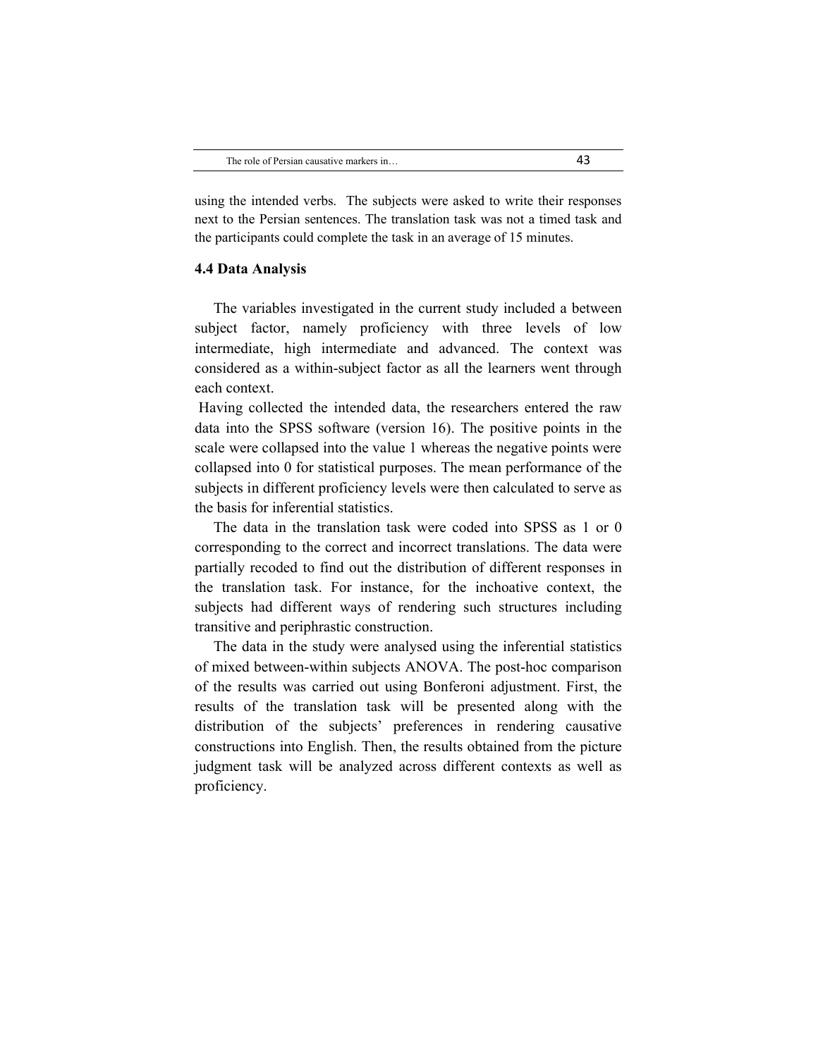using the intended verbs. The subjects were asked to write their responses next to the Persian sentences. The translation task was not a timed task and the participants could complete the task in an average of 15 minutes.

### 4.4 Data Analysis

The variables investigated in the current study included a between subject factor, namely proficiency with three levels of low intermediate, high intermediate and advanced. The context was considered as a within-subject factor as all the learners went through each context.

Having collected the intended data, the researchers entered the raw data into the SPSS software (version 16). The positive points in the scale were collapsed into the value 1 whereas the negative points were collapsed into 0 for statistical purposes. The mean performance of the subjects in different proficiency levels were then calculated to serve as the basis for inferential statistics.

The data in the translation task were coded into SPSS as 1 or 0 corresponding to the correct and incorrect translations. The data were partially recoded to find out the distribution of different responses in the translation task. For instance, for the inchoative context, the subjects had different ways of rendering such structures including transitive and periphrastic construction.

The data in the study were analysed using the inferential statistics of mixed between-within subjects ANOVA. The post-hoc comparison of the results was carried out using Bonferoni adjustment. First, the results of the translation task will be presented along with the distribution of the subjects' preferences in rendering causative constructions into English. Then, the results obtained from the picture judgment task will be analyzed across different contexts as well as proficiency.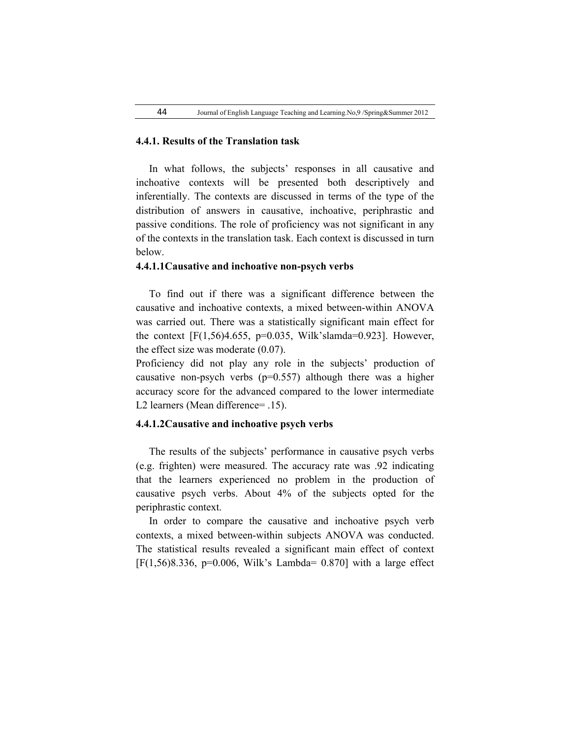#### 4.4.1. Results of the Translation task

In what follows, the subjects' responses in all causative and inchoative contexts will be presented both descriptively and inferentially. The contexts are discussed in terms of the type of the distribution of answers in causative, inchoative, periphrastic and passive conditions. The role of proficiency was not significant in any of the contexts in the translation task. Each context is discussed in turn below.

##### 4.4.1.1Causative and inchoative non-psych verbs

To find out if there was a significant difference between the causative and inchoative contexts, a mixed between-within ANOVA was carried out. There was a statistically significant main effect for the context [$F(1,56)4.655$, $p=0.035$, Wilk'slamda=0.923]. However, the effect size was moderate (0.07).

Proficiency did not play any role in the subjects' production of causative non-psych verbs ($p=0.557$) although there was a higher accuracy score for the advanced compared to the lower intermediate L2 learners (Mean difference= .15).

##### 4.4.1.2Causative and inchoative psych verbs

The results of the subjects' performance in causative psych verbs (e.g. frighten) were measured. The accuracy rate was .92 indicating that the learners experienced no problem in the production of causative psych verbs. About 4% of the subjects opted for the periphrastic context.

In order to compare the causative and inchoative psych verb contexts, a mixed between-within subjects ANOVA was conducted. The statistical results revealed a significant main effect of context [$F(1,56)8.336$, $p=0.006$, Wilk's Lambda= 0.870] with a large effect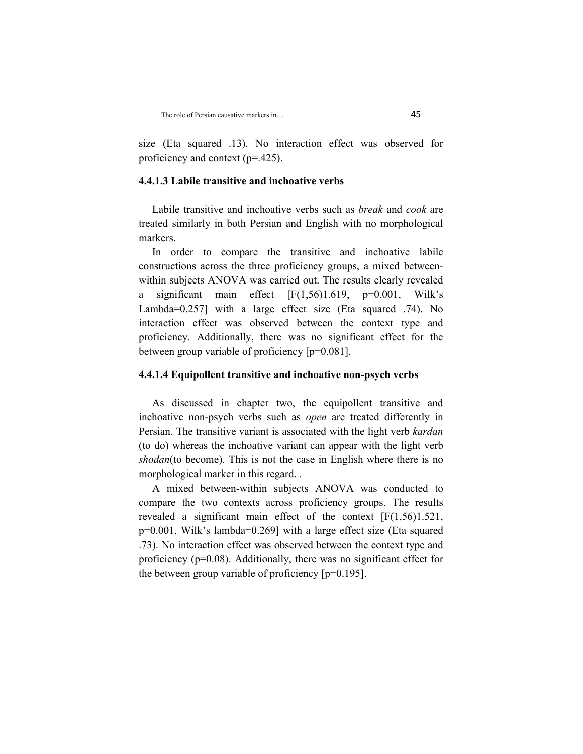size (Eta squared .13). No interaction effect was observed for proficiency and context ($p=.425$).

#### 4.4.1.3 Labile transitive and inchoative verbs

Labile transitive and inchoative verbs such as *break* and *cook* are treated similarly in both Persian and English with no morphological markers.

In order to compare the transitive and inchoative labile constructions across the three proficiency groups, a mixed between-within subjects ANOVA was carried out. The results clearly revealed a significant main effect [$F(1,56)1.619$, $p=0.001$, Wilk's Lambda=0.257] with a large effect size (Eta squared .74). No interaction effect was observed between the context type and proficiency. Additionally, there was no significant effect for the between group variable of proficiency [$p=0.081$].

#### 4.4.1.4 Equipollent transitive and inchoative non-psych verbs

As discussed in chapter two, the equipollent transitive and inchoative non-psych verbs such as *open* are treated differently in Persian. The transitive variant is associated with the light verb *kardan* (to do) whereas the inchoative variant can appear with the light verb *shodan*(to become). This is not the case in English where there is no morphological marker in this regard. .

A mixed between-within subjects ANOVA was conducted to compare the two contexts across proficiency groups. The results revealed a significant main effect of the context [$F(1,56)1.521$, $p=0.001$, Wilk's lambda=0.269] with a large effect size (Eta squared .73). No interaction effect was observed between the context type and proficiency ($p=0.08$). Additionally, there was no significant effect for the between group variable of proficiency [$p=0.195$].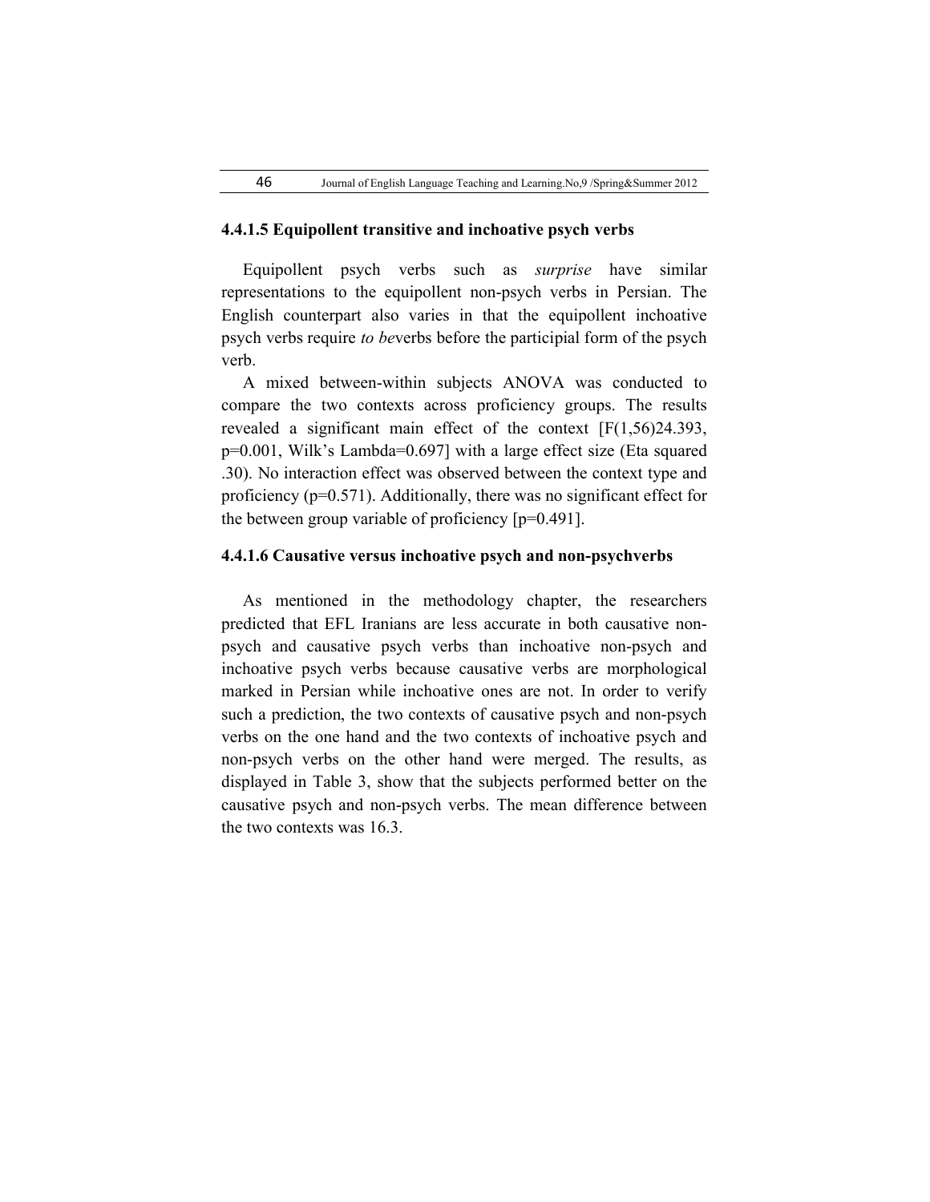#### 4.4.1.5 Equipollent transitive and inchoative psych verbs

Equipollent psych verbs such as *surprise* have similar representations to the equipollent non-psych verbs in Persian. The English counterpart also varies in that the equipollent inchoative psych verbs require *to be*verbs before the participial form of the psych verb.

A mixed between-within subjects ANOVA was conducted to compare the two contexts across proficiency groups. The results revealed a significant main effect of the context [F(1,56)24.393, p=0.001, Wilk's Lambda=0.697] with a large effect size (Eta squared .30). No interaction effect was observed between the context type and proficiency (p=0.571). Additionally, there was no significant effect for the between group variable of proficiency [p=0.491].

#### 4.4.1.6 Causative versus inchoative psych and non-psychverbs

As mentioned in the methodology chapter, the researchers predicted that EFL Iranians are less accurate in both causative non-psych and causative psych verbs than inchoative non-psych and inchoative psych verbs because causative verbs are morphological marked in Persian while inchoative ones are not. In order to verify such a prediction, the two contexts of causative psych and non-psych verbs on the one hand and the two contexts of inchoative psych and non-psych verbs on the other hand were merged. The results, as displayed in Table 3, show that the subjects performed better on the causative psych and non-psych verbs. The mean difference between the two contexts was 16.3.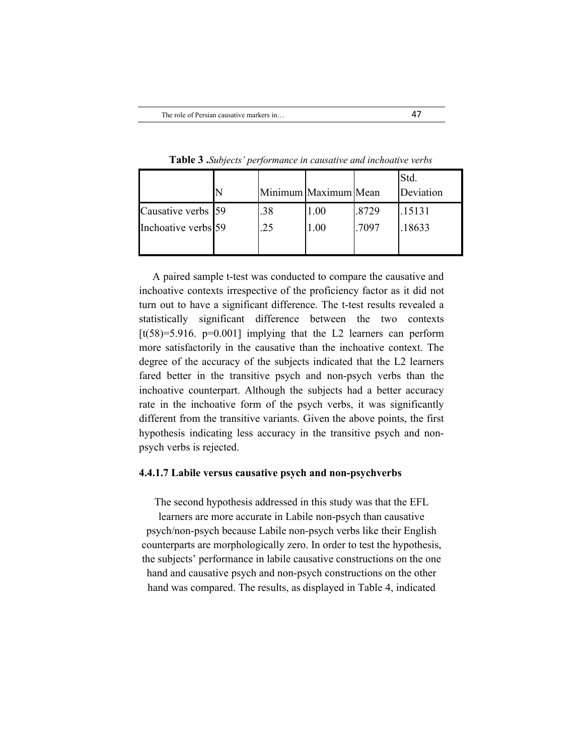**Table 3 .***Subjects' performance in causative and inchoative verbs*

| | N | Minimum | Maximum | Mean | Std. Deviation |
|---|---|---|---|---|---|
| Causative verbs | 59 | .38 | 1.00 | .8729 | .15131 |
| Inchoative verbs | 59 | .25 | 1.00 | .7097 | .18633 |

A paired sample t-test was conducted to compare the causative and inchoative contexts irrespective of the proficiency factor as it did not turn out to have a significant difference. The t-test results revealed a statistically significant difference between the two contexts [$t(58)=5.916$. $p=0.001$] implying that the L2 learners can perform more satisfactorily in the causative than the inchoative context. The degree of the accuracy of the subjects indicated that the L2 learners fared better in the transitive psych and non-psych verbs than the inchoative counterpart. Although the subjects had a better accuracy rate in the inchoative form of the psych verbs, it was significantly different from the transitive variants. Given the above points, the first hypothesis indicating less accuracy in the transitive psych and non-psych verbs is rejected.

#### 4.4.1.7 Labile versus causative psych and non-psychverbs

The second hypothesis addressed in this study was that the EFL learners are more accurate in Labile non-psych than causative psych/non-psych because Labile non-psych verbs like their English counterparts are morphologically zero. In order to test the hypothesis, the subjects' performance in labile causative constructions on the one hand and causative psych and non-psych constructions on the other hand was compared. The results, as displayed in Table 4, indicated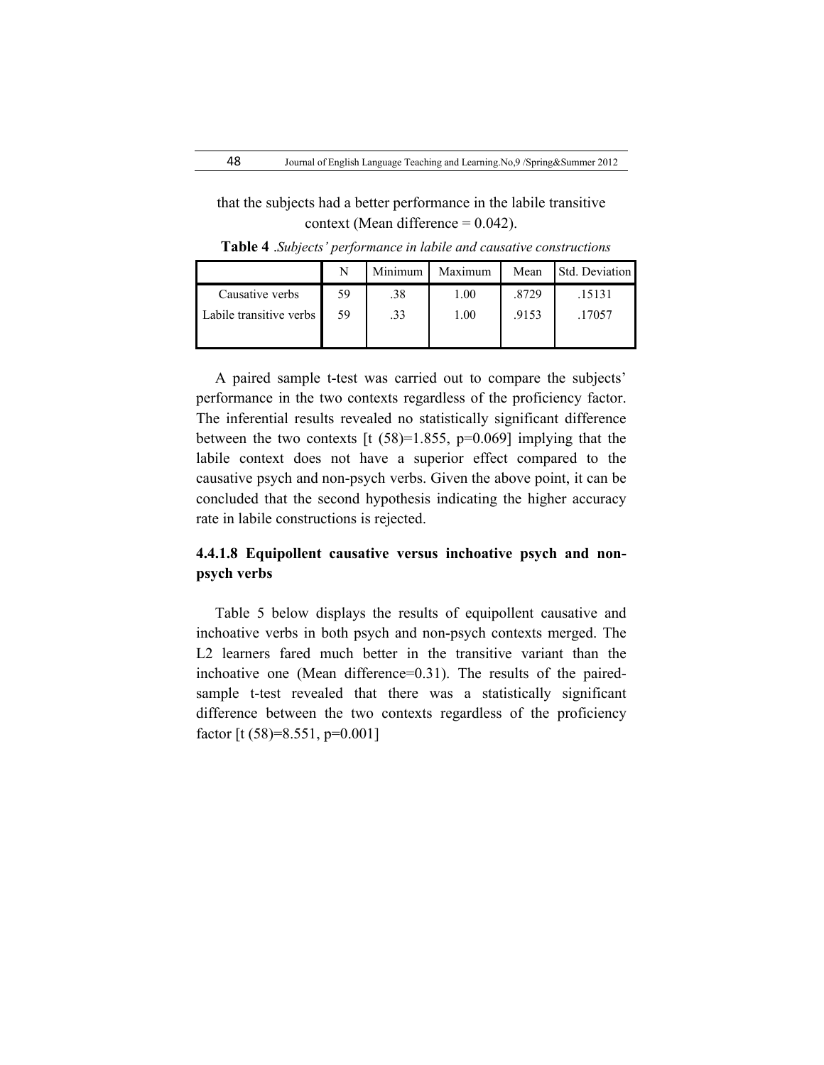that the subjects had a better performance in the labile transitive context (Mean difference = 0.042).

**Table 4** *.Subjects' performance in labile and causative constructions*

| | N | Minimum | Maximum | Mean | Std. Deviation |
|---|---|---|---|---|---|
| Causative verbs | 59 | .38 | 1.00 | .8729 | .15131 |
| Labile transitive verbs | 59 | .33 | 1.00 | .9153 | .17057 |

A paired sample t-test was carried out to compare the subjects' performance in the two contexts regardless of the proficiency factor. The inferential results revealed no statistically significant difference between the two contexts [$t(58)=1.855$, $p=0.069$] implying that the labile context does not have a superior effect compared to the causative psych and non-psych verbs. Given the above point, it can be concluded that the second hypothesis indicating the higher accuracy rate in labile constructions is rejected.

#### 4.4.1.8 Equipollent causative versus inchoative psych and non-psych verbs

Table 5 below displays the results of equipollent causative and inchoative verbs in both psych and non-psych contexts merged. The L2 learners fared much better in the transitive variant than the inchoative one (Mean difference=0.31). The results of the paired-sample t-test revealed that there was a statistically significant difference between the two contexts regardless of the proficiency factor [$t(58)=8.551$, $p=0.001$]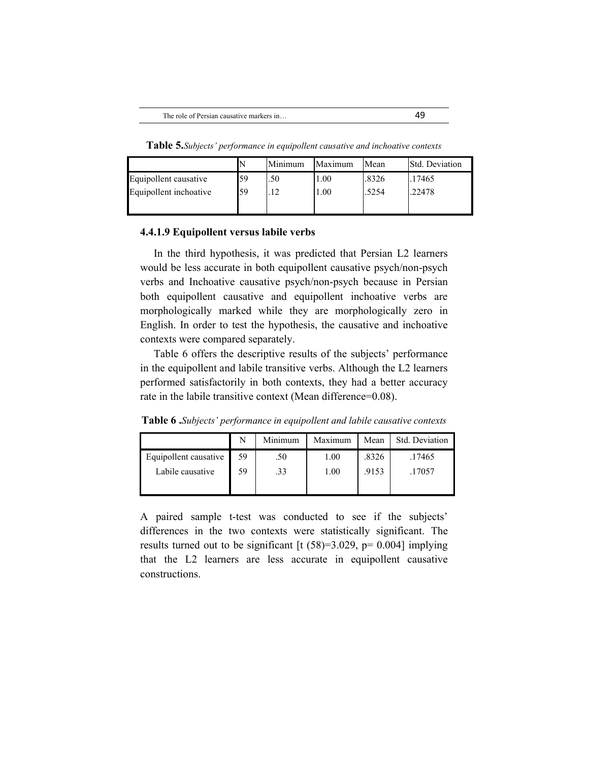**Table 5.** *Subjects' performance in equipollent causative and inchoative contexts*

| | N | Minimum | Maximum | Mean | Std. Deviation |
|---|---|---|---|---|---|
| Equipollent causative | 59 | .50 | 1.00 | .8326 | .17465 |
| Equipollent inchoative | 59 | .12 | 1.00 | .5254 | .22478 |

#### 4.4.1.9 Equipollent versus labile verbs

In the third hypothesis, it was predicted that Persian L2 learners would be less accurate in both equipollent causative psych/non-psych verbs and Inchoative causative psych/non-psych because in Persian both equipollent causative and equipollent inchoative verbs are morphologically marked while they are morphologically zero in English. In order to test the hypothesis, the causative and inchoative contexts were compared separately.

Table 6 offers the descriptive results of the subjects' performance in the equipollent and labile transitive verbs. Although the L2 learners performed satisfactorily in both contexts, they had a better accuracy rate in the labile transitive context (Mean difference=0.08).

**Table 6 .** *Subjects' performance in equipollent and labile causative contexts*

| | N | Minimum | Maximum | Mean | Std. Deviation |
|---|---|---|---|---|---|
| Equipollent causative | 59 | .50 | 1.00 | .8326 | .17465 |
| Labile causative | 59 | .33 | 1.00 | .9153 | .17057 |

A paired sample t-test was conducted to see if the subjects' differences in the two contexts were statistically significant. The results turned out to be significant [$t(58)=3.029$, $p= 0.004$] implying that the L2 learners are less accurate in equipollent causative constructions.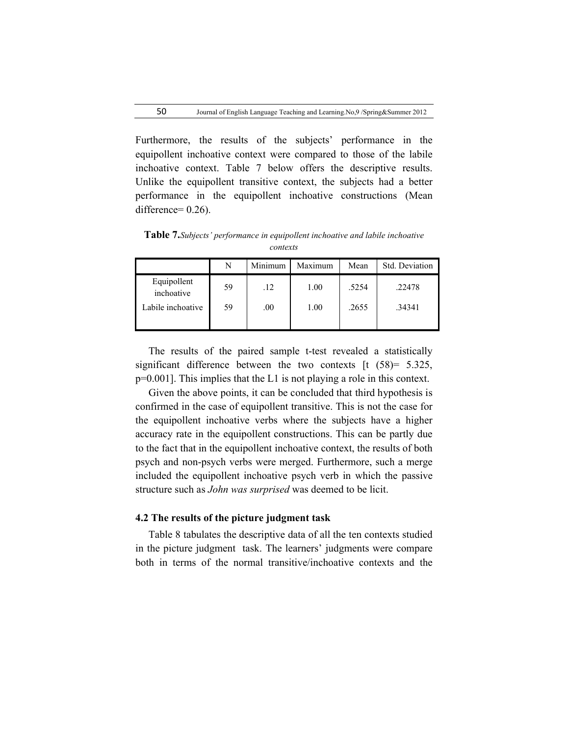Furthermore, the results of the subjects' performance in the equipollent inchoative context were compared to those of the labile inchoative context. Table 7 below offers the descriptive results. Unlike the equipollent transitive context, the subjects had a better performance in the equipollent inchoative constructions (Mean difference= 0.26).

**Table 7.** *Subjects' performance in equipollent inchoative and labile inchoative contexts*

| | N | Minimum | Maximum | Mean | Std. Deviation |
|---|---|---|---|---|---|
| Equipollent inchoative | 59 | .12 | 1.00 | .5254 | .22478 |
| Labile inchoative | 59 | .00 | 1.00 | .2655 | .34341 |

The results of the paired sample t-test revealed a statistically significant difference between the two contexts [t (58)= 5.325, p=0.001]. This implies that the L1 is not playing a role in this context.

Given the above points, it can be concluded that third hypothesis is confirmed in the case of equipollent transitive. This is not the case for the equipollent inchoative verbs where the subjects have a higher accuracy rate in the equipollent constructions. This can be partly due to the fact that in the equipollent inchoative context, the results of both psych and non-psych verbs were merged. Furthermore, such a merge included the equipollent inchoative psych verb in which the passive structure such as *John was surprised* was deemed to be licit.

### 4.2 The results of the picture judgment task

Table 8 tabulates the descriptive data of all the ten contexts studied in the picture judgment task. The learners' judgments were compare both in terms of the normal transitive/inchoative contexts and the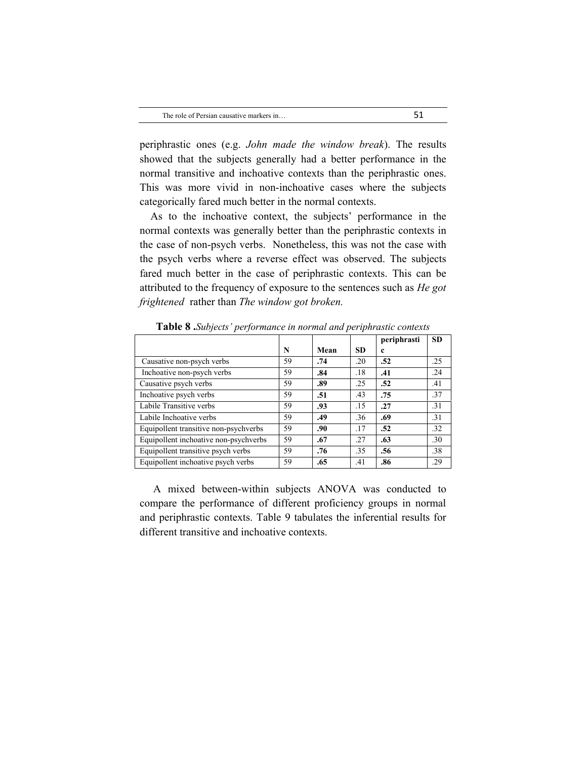periphrastic ones (e.g. *John made the window break*). The results showed that the subjects generally had a better performance in the normal transitive and inchoative contexts than the periphrastic ones. This was more vivid in non-inchoative cases where the subjects categorically fared much better in the normal contexts.

As to the inchoative context, the subjects' performance in the normal contexts was generally better than the periphrastic contexts in the case of non-psych verbs. Nonetheless, this was not the case with the psych verbs where a reverse effect was observed. The subjects fared much better in the case of periphrastic contexts. This can be attributed to the frequency of exposure to the sentences such as *He got frightened* rather than *The window got broken.*

**Table 8 .***Subjects' performance in normal and periphrastic contexts*

| | N | Mean | SD | periphrastic | SD |
|---|---|---|---|---|---|
| Causative non-psych verbs | 59 | **.74** | .20 | **.52** | .25 |
| Inchoative non-psych verbs | 59 | **.84** | .18 | **.41** | .24 |
| Causative psych verbs | 59 | **.89** | .25 | **.52** | .41 |
| Inchoative psych verbs | 59 | **.51** | .43 | **.75** | .37 |
| Labile Transitive verbs | 59 | **.93** | .15 | **.27** | .31 |
| Labile Inchoative verbs | 59 | **.49** | .36 | **.69** | .31 |
| Equipollent transitive non-psychverbs | 59 | **.90** | .17 | **.52** | .32 |
| Equipollent inchoative non-psychverbs | 59 | **.67** | .27 | **.63** | .30 |
| Equipollent transitive psych verbs | 59 | **.76** | .35 | **.56** | .38 |
| Equipollent inchoative psych verbs | 59 | **.65** | .41 | **.86** | .29 |

A mixed between-within subjects ANOVA was conducted to compare the performance of different proficiency groups in normal and periphrastic contexts. Table 9 tabulates the inferential results for different transitive and inchoative contexts.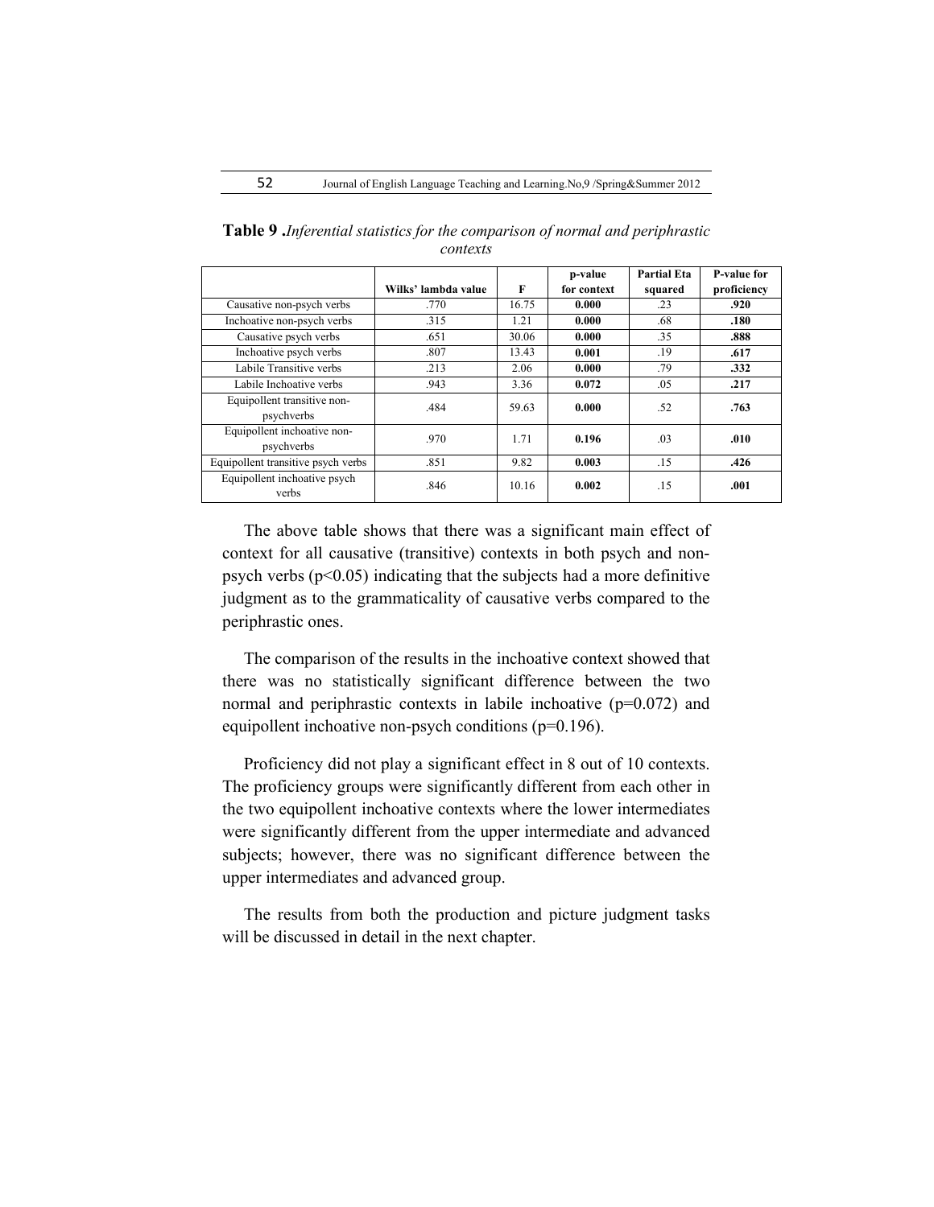**Table 9 .***Inferential statistics for the comparison of normal and periphrastic contexts*

| | Wilks' lambda value | F | p-value for context | Partial Eta squared | P-value for proficiency |
|---|---|---|---|---|---|
| Causative non-psych verbs | .770 | 16.75 | **0.000** | .23 | **.920** |
| Inchoative non-psych verbs | .315 | 1.21 | **0.000** | .68 | **.180** |
| Causative psych verbs | .651 | 30.06 | **0.000** | .35 | **.888** |
| Inchoative psych verbs | .807 | 13.43 | **0.001** | .19 | **.617** |
| Labile Transitive verbs | .213 | 2.06 | **0.000** | .79 | **.332** |
| Labile Inchoative verbs | .943 | 3.36 | **0.072** | .05 | **.217** |
| Equipollent transitive non-psychverbs | .484 | 59.63 | **0.000** | .52 | **.763** |
| Equipollent inchoative non-psychverbs | .970 | 1.71 | **0.196** | .03 | **.010** |
| Equipollent transitive psych verbs | .851 | 9.82 | **0.003** | .15 | **.426** |
| Equipollent inchoative psych verbs | .846 | 10.16 | **0.002** | .15 | **.001** |

The above table shows that there was a significant main effect of context for all causative (transitive) contexts in both psych and non-psych verbs ($p<0.05$) indicating that the subjects had a more definitive judgment as to the grammaticality of causative verbs compared to the periphrastic ones.

The comparison of the results in the inchoative context showed that there was no statistically significant difference between the two normal and periphrastic contexts in labile inchoative ($p=0.072$) and equipollent inchoative non-psych conditions ($p=0.196$).

Proficiency did not play a significant effect in 8 out of 10 contexts. The proficiency groups were significantly different from each other in the two equipollent inchoative contexts where the lower intermediates were significantly different from the upper intermediate and advanced subjects; however, there was no significant difference between the upper intermediates and advanced group.

The results from both the production and picture judgment tasks will be discussed in detail in the next chapter.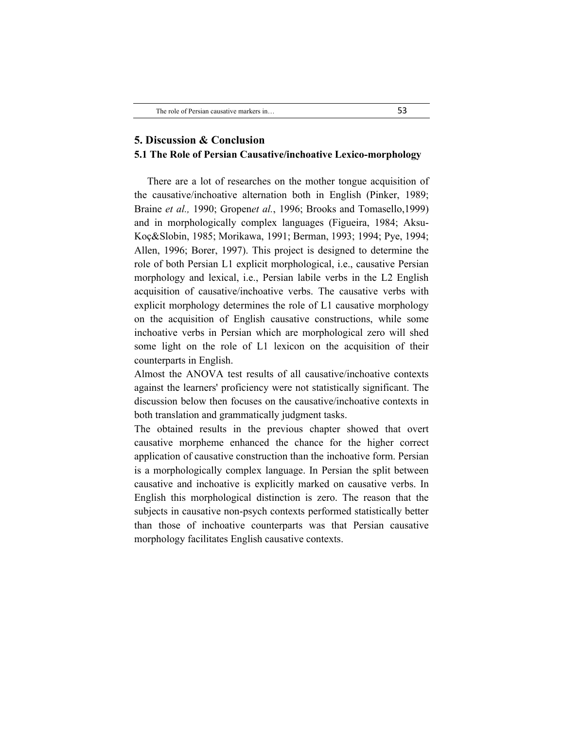## 5. Discussion & Conclusion

### 5.1 The Role of Persian Causative/inchoative Lexico-morphology

There are a lot of researches on the mother tongue acquisition of the causative/inchoative alternation both in English (Pinker, 1989; Braine *et al.,* 1990; Gropen*et al.*, 1996; Brooks and Tomasello,1999) and in morphologically complex languages (Figueira, 1984; Aksu-Koç&Slobin, 1985; Morikawa, 1991; Berman, 1993; 1994; Pye, 1994; Allen, 1996; Borer, 1997). This project is designed to determine the role of both Persian L1 explicit morphological, i.e., causative Persian morphology and lexical, i.e., Persian labile verbs in the L2 English acquisition of causative/inchoative verbs. The causative verbs with explicit morphology determines the role of L1 causative morphology on the acquisition of English causative constructions, while some inchoative verbs in Persian which are morphological zero will shed some light on the role of L1 lexicon on the acquisition of their counterparts in English.

Almost the ANOVA test results of all causative/inchoative contexts against the learners' proficiency were not statistically significant. The discussion below then focuses on the causative/inchoative contexts in both translation and grammatically judgment tasks.

The obtained results in the previous chapter showed that overt causative morpheme enhanced the chance for the higher correct application of causative construction than the inchoative form. Persian is a morphologically complex language. In Persian the split between causative and inchoative is explicitly marked on causative verbs. In English this morphological distinction is zero. The reason that the subjects in causative non-psych contexts performed statistically better than those of inchoative counterparts was that Persian causative morphology facilitates English causative contexts.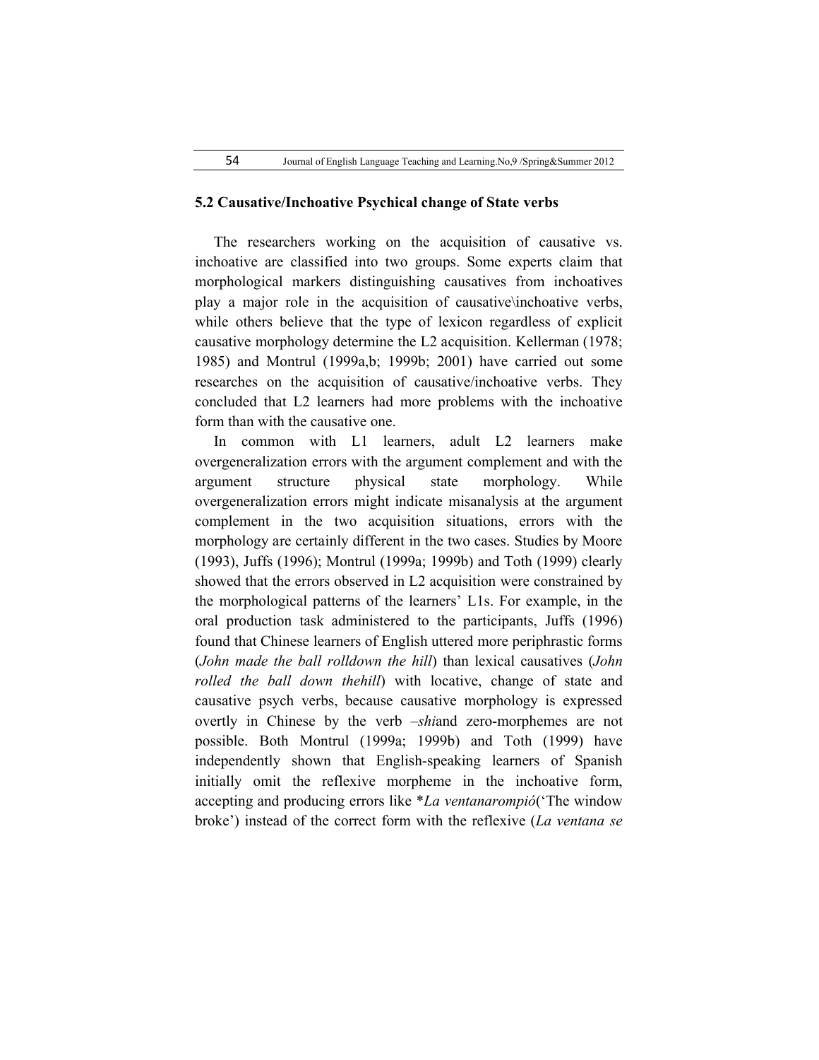### 5.2 Causative/Inchoative Psychical change of State verbs

The researchers working on the acquisition of causative vs. inchoative are classified into two groups. Some experts claim that morphological markers distinguishing causatives from inchoatives play a major role in the acquisition of causative\inchoative verbs, while others believe that the type of lexicon regardless of explicit causative morphology determine the L2 acquisition. Kellerman (1978; 1985) and Montrul (1999a,b; 1999b; 2001) have carried out some researches on the acquisition of causative/inchoative verbs. They concluded that L2 learners had more problems with the inchoative form than with the causative one.

In common with L1 learners, adult L2 learners make overgeneralization errors with the argument complement and with the argument structure physical state morphology. While overgeneralization errors might indicate misanalysis at the argument complement in the two acquisition situations, errors with the morphology are certainly different in the two cases. Studies by Moore (1993), Juffs (1996); Montrul (1999a; 1999b) and Toth (1999) clearly showed that the errors observed in L2 acquisition were constrained by the morphological patterns of the learners' L1s. For example, in the oral production task administered to the participants, Juffs (1996) found that Chinese learners of English uttered more periphrastic forms (*John made the ball rolldown the hill*) than lexical causatives (*John rolled the ball down thehill*) with locative, change of state and causative psych verbs, because causative morphology is expressed overtly in Chinese by the verb *–shi*and zero-morphemes are not possible. Both Montrul (1999a; 1999b) and Toth (1999) have independently shown that English-speaking learners of Spanish initially omit the reflexive morpheme in the inchoative form, accepting and producing errors like **La ventanarompió*('The window broke') instead of the correct form with the reflexive (*La ventana se*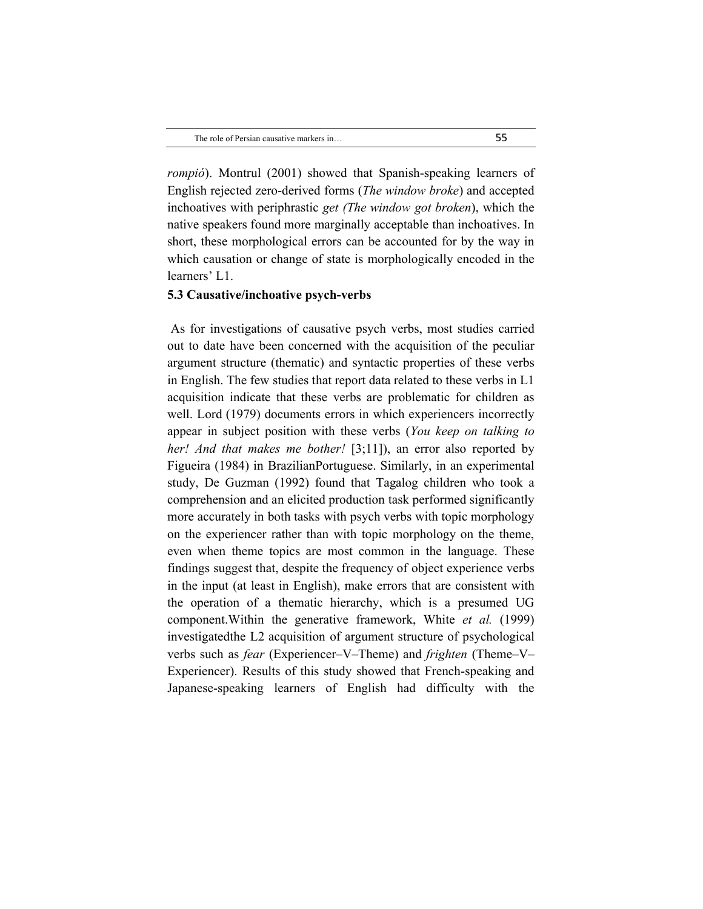*rompió*). Montrul (2001) showed that Spanish-speaking learners of English rejected zero-derived forms (*The window broke*) and accepted inchoatives with periphrastic *get (The window got broken*), which the native speakers found more marginally acceptable than inchoatives. In short, these morphological errors can be accounted for by the way in which causation or change of state is morphologically encoded in the learners' L1.

### 5.3 Causative/inchoative psych-verbs

As for investigations of causative psych verbs, most studies carried out to date have been concerned with the acquisition of the peculiar argument structure (thematic) and syntactic properties of these verbs in English. The few studies that report data related to these verbs in L1 acquisition indicate that these verbs are problematic for children as well. Lord (1979) documents errors in which experiencers incorrectly appear in subject position with these verbs (*You keep on talking to her! And that makes me bother!* [3;11]), an error also reported by Figueira (1984) in BrazilianPortuguese. Similarly, in an experimental study, De Guzman (1992) found that Tagalog children who took a comprehension and an elicited production task performed significantly more accurately in both tasks with psych verbs with topic morphology on the experiencer rather than with topic morphology on the theme, even when theme topics are most common in the language. These findings suggest that, despite the frequency of object experience verbs in the input (at least in English), make errors that are consistent with the operation of a thematic hierarchy, which is a presumed UG component.Within the generative framework, White *et al.* (1999) investigatedthe L2 acquisition of argument structure of psychological verbs such as *fear* (Experiencer–V–Theme) and *frighten* (Theme–V–Experiencer). Results of this study showed that French-speaking and Japanese-speaking learners of English had difficulty with the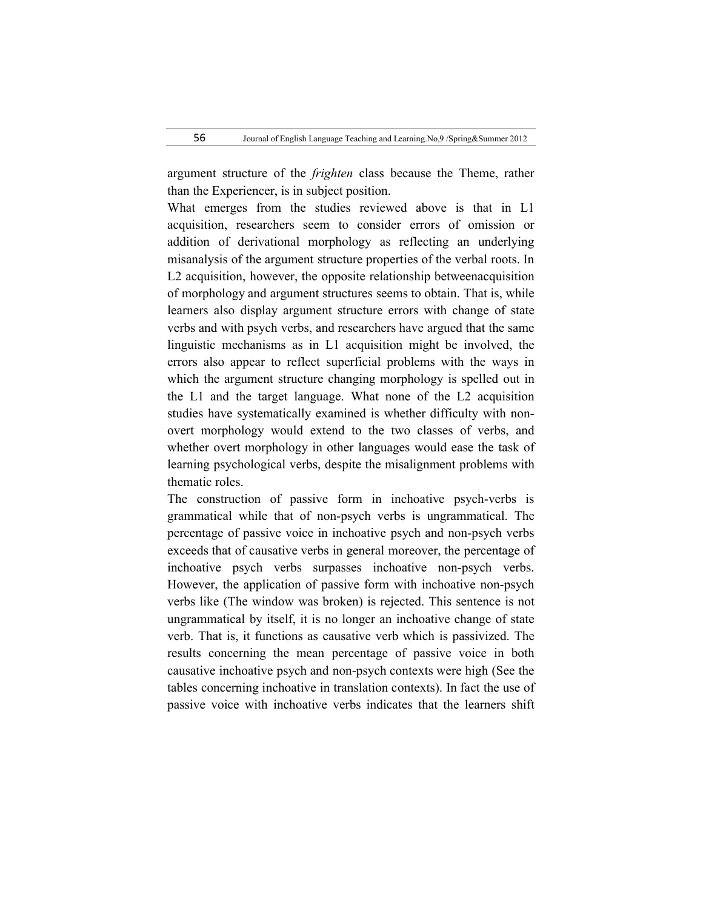argument structure of the *frighten* class because the Theme, rather than the Experiencer, is in subject position.

What emerges from the studies reviewed above is that in L1 acquisition, researchers seem to consider errors of omission or addition of derivational morphology as reflecting an underlying misanalysis of the argument structure properties of the verbal roots. In L2 acquisition, however, the opposite relationship betweenacquisition of morphology and argument structures seems to obtain. That is, while learners also display argument structure errors with change of state verbs and with psych verbs, and researchers have argued that the same linguistic mechanisms as in L1 acquisition might be involved, the errors also appear to reflect superficial problems with the ways in which the argument structure changing morphology is spelled out in the L1 and the target language. What none of the L2 acquisition studies have systematically examined is whether difficulty with non-overt morphology would extend to the two classes of verbs, and whether overt morphology in other languages would ease the task of learning psychological verbs, despite the misalignment problems with thematic roles.

The construction of passive form in inchoative psych-verbs is grammatical while that of non-psych verbs is ungrammatical. The percentage of passive voice in inchoative psych and non-psych verbs exceeds that of causative verbs in general moreover, the percentage of inchoative psych verbs surpasses inchoative non-psych verbs. However, the application of passive form with inchoative non-psych verbs like (The window was broken) is rejected. This sentence is not ungrammatical by itself, it is no longer an inchoative change of state verb. That is, it functions as causative verb which is passivized. The results concerning the mean percentage of passive voice in both causative inchoative psych and non-psych contexts were high (See the tables concerning inchoative in translation contexts). In fact the use of passive voice with inchoative verbs indicates that the learners shift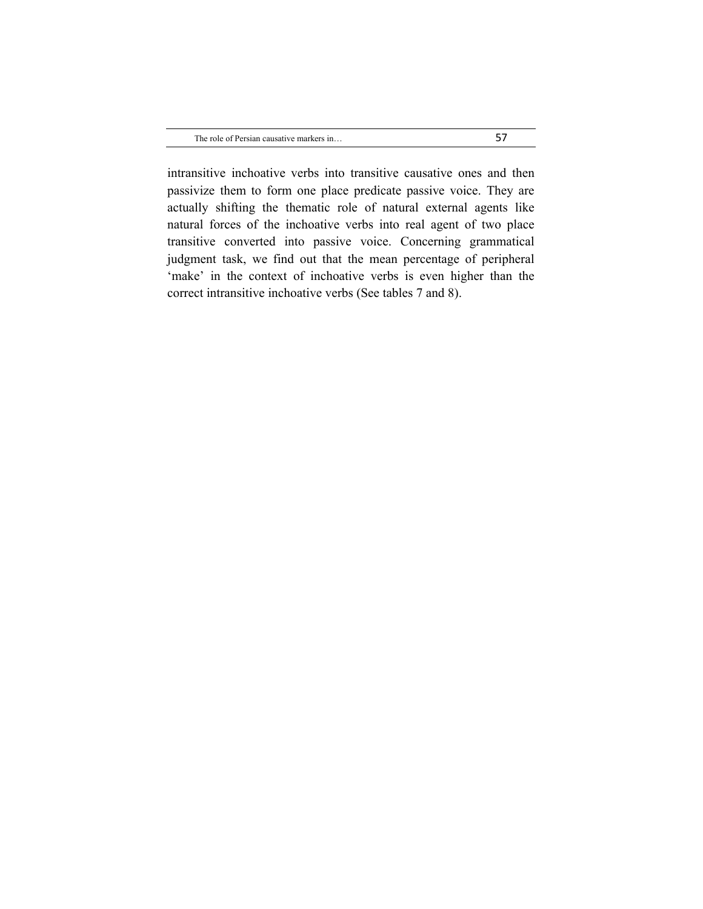intransitive inchoative verbs into transitive causative ones and then passivize them to form one place predicate passive voice. They are actually shifting the thematic role of natural external agents like natural forces of the inchoative verbs into real agent of two place transitive converted into passive voice. Concerning grammatical judgment task, we find out that the mean percentage of peripheral 'make' in the context of inchoative verbs is even higher than the correct intransitive inchoative verbs (See tables 7 and 8).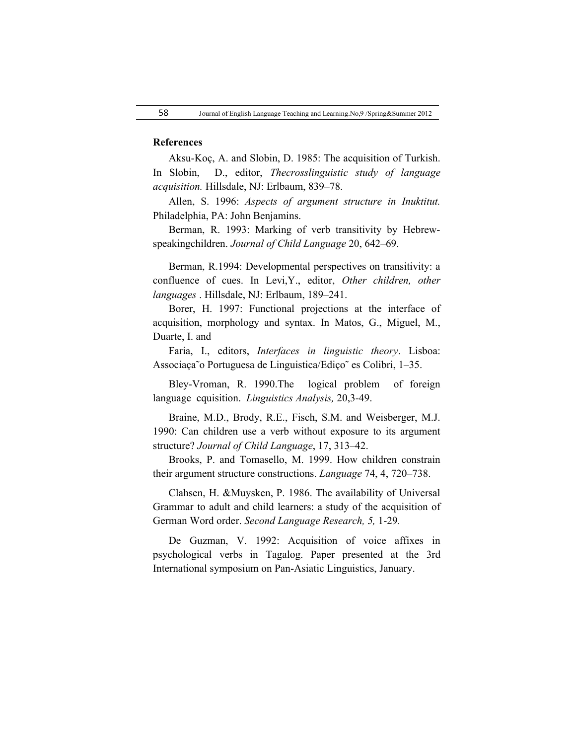**References**

Aksu-Koç, A. and Slobin, D. 1985: The acquisition of Turkish. In Slobin, D., editor, *Thecrosslinguistic study of language acquisition.* Hillsdale, NJ: Erlbaum, 839–78.

Allen, S. 1996: *Aspects of argument structure in Inuktitut.* Philadelphia, PA: John Benjamins.

Berman, R. 1993: Marking of verb transitivity by Hebrew-speakingchildren. *Journal of Child Language* 20, 642–69.

Berman, R.1994: Developmental perspectives on transitivity: a confluence of cues. In Levi,Y., editor, *Other children, other languages* . Hillsdale, NJ: Erlbaum, 189–241.

Borer, H. 1997: Functional projections at the interface of acquisition, morphology and syntax. In Matos, G., Miguel, M., Duarte, I. and

Faria, I., editors, *Interfaces in linguistic theory*. Lisboa: Associaça˜o Portuguesa de Linguistica/Ediço˜ es Colibri, 1–35.

Bley-Vroman, R. 1990.The logical problem of foreign language cquisition. *Linguistics Analysis,* 20,3-49.

Braine, M.D., Brody, R.E., Fisch, S.M. and Weisberger, M.J. 1990: Can children use a verb without exposure to its argument structure? *Journal of Child Language*, 17, 313–42.

Brooks, P. and Tomasello, M. 1999. How children constrain their argument structure constructions. *Language* 74, 4, 720–738.

Clahsen, H. &Muysken, P. 1986. The availability of Universal Grammar to adult and child learners: a study of the acquisition of German Word order. *Second Language Research, 5,* 1-29*.*

De Guzman, V. 1992: Acquisition of voice affixes in psychological verbs in Tagalog. Paper presented at the 3rd International symposium on Pan-Asiatic Linguistics, January.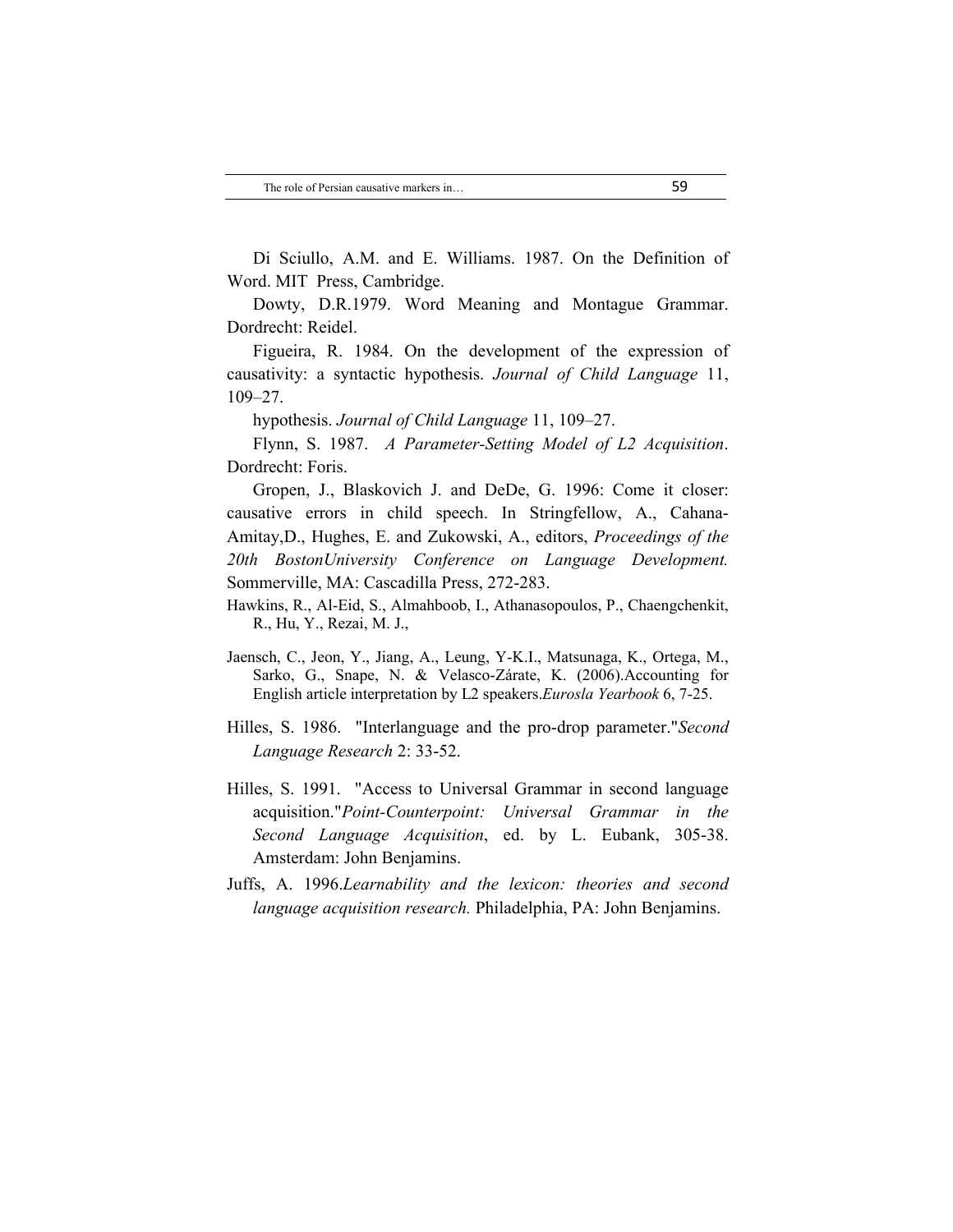Di Sciullo, A.M. and E. Williams. 1987. On the Definition of Word. MIT Press, Cambridge.

Dowty, D.R.1979. Word Meaning and Montague Grammar. Dordrecht: Reidel.

Figueira, R. 1984. On the development of the expression of causativity: a syntactic hypothesis. *Journal of Child Language* 11, 109–27.

hypothesis. *Journal of Child Language* 11, 109–27.

Flynn, S. 1987. *A Parameter-Setting Model of L2 Acquisition*. Dordrecht: Foris.

Gropen, J., Blaskovich J. and DeDe, G. 1996: Come it closer: causative errors in child speech. In Stringfellow, A., Cahana-Amitay,D., Hughes, E. and Zukowski, A., editors, *Proceedings of the 20th BostonUniversity Conference on Language Development.* Sommerville, MA: Cascadilla Press, 272-283.

Hawkins, R., Al-Eid, S., Almahboob, I., Athanasopoulos, P., Chaengchenkit, R., Hu, Y., Rezai, M. J.,

Jaensch, C., Jeon, Y., Jiang, A., Leung, Y-K.I., Matsunaga, K., Ortega, M., Sarko, G., Snape, N. & Velasco-Zárate, K. (2006).Accounting for English article interpretation by L2 speakers.*Eurosla Yearbook* 6, 7-25.

Hilles, S. 1986. "Interlanguage and the pro-drop parameter."*Second Language Research* 2: 33-52.

Hilles, S. 1991. "Access to Universal Grammar in second language acquisition."*Point-Counterpoint: Universal Grammar in the Second Language Acquisition*, ed. by L. Eubank, 305-38. Amsterdam: John Benjamins.

Juffs, A. 1996.*Learnability and the lexicon: theories and second language acquisition research.* Philadelphia, PA: John Benjamins.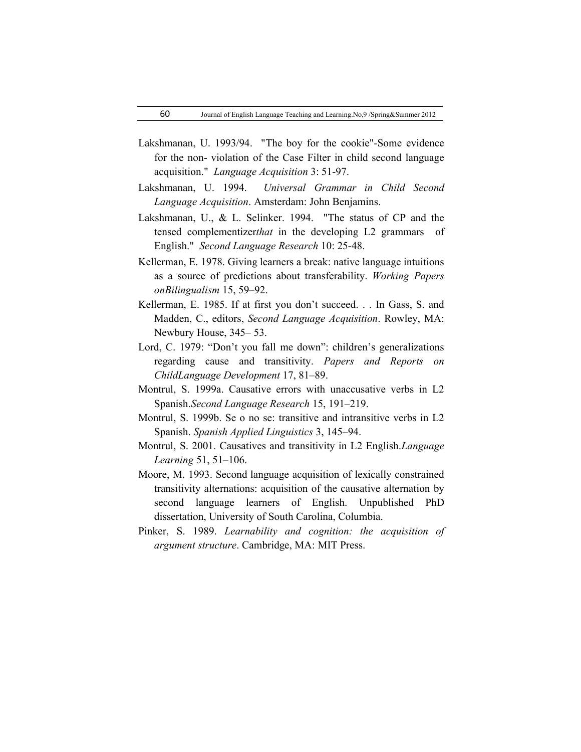Lakshmanan, U. 1993/94. "The boy for the cookie"-Some evidence for the non- violation of the Case Filter in child second language acquisition." *Language Acquisition* 3: 51-97.

Lakshmanan, U. 1994. *Universal Grammar in Child Second Language Acquisition*. Amsterdam: John Benjamins.

Lakshmanan, U., & L. Selinker. 1994. "The status of CP and the tensed complementizer*that* in the developing L2 grammars of English." *Second Language Research* 10: 25-48.

Kellerman, E. 1978. Giving learners a break: native language intuitions as a source of predictions about transferability. *Working Papers onBilingualism* 15, 59–92.

Kellerman, E. 1985. If at first you don't succeed. . . In Gass, S. and Madden, C., editors, *Second Language Acquisition*. Rowley, MA: Newbury House, 345– 53.

Lord, C. 1979: "Don't you fall me down": children's generalizations regarding cause and transitivity. *Papers and Reports on ChildLanguage Development* 17, 81–89.

Montrul, S. 1999a. Causative errors with unaccusative verbs in L2 Spanish.*Second Language Research* 15, 191–219.

Montrul, S. 1999b. Se o no se: transitive and intransitive verbs in L2 Spanish. *Spanish Applied Linguistics* 3, 145–94.

Montrul, S. 2001. Causatives and transitivity in L2 English.*Language Learning* 51, 51–106.

Moore, M. 1993. Second language acquisition of lexically constrained transitivity alternations: acquisition of the causative alternation by second language learners of English. Unpublished PhD dissertation, University of South Carolina, Columbia.

Pinker, S. 1989. *Learnability and cognition: the acquisition of argument structure*. Cambridge, MA: MIT Press.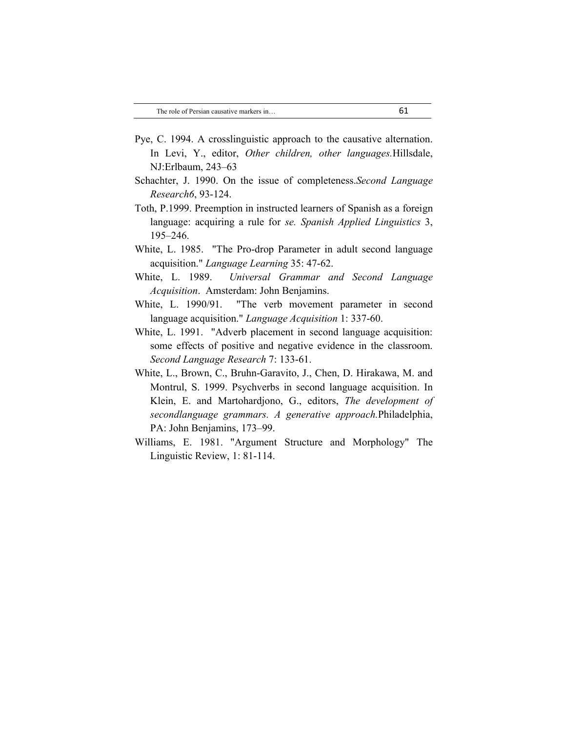Pye, C. 1994. A crosslinguistic approach to the causative alternation. In Levi, Y., editor, *Other children, other languages.*Hillsdale, NJ:Erlbaum, 243–63

Schachter, J. 1990. On the issue of completeness.*Second Language Research6*, 93-124.

Toth, P.1999. Preemption in instructed learners of Spanish as a foreign language: acquiring a rule for *se. Spanish Applied Linguistics* 3, 195–246.

White, L. 1985. "The Pro-drop Parameter in adult second language acquisition." *Language Learning* 35: 47-62.

White, L. 1989. *Universal Grammar and Second Language Acquisition*. Amsterdam: John Benjamins.

White, L. 1990/91. "The verb movement parameter in second language acquisition." *Language Acquisition* 1: 337-60.

White, L. 1991. "Adverb placement in second language acquisition: some effects of positive and negative evidence in the classroom. *Second Language Research* 7: 133-61.

White, L., Brown, C., Bruhn-Garavito, J., Chen, D. Hirakawa, M. and Montrul, S. 1999. Psychverbs in second language acquisition. In Klein, E. and Martohardjono, G., editors, *The development of secondlanguage grammars. A generative approach.*Philadelphia, PA: John Benjamins, 173–99.

Williams, E. 1981. "Argument Structure and Morphology" The Linguistic Review, 1: 81-114.